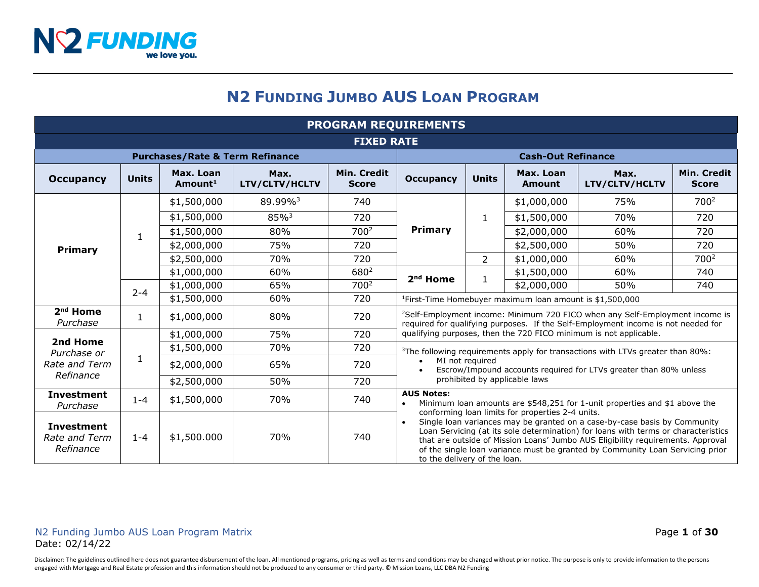# N2 Funding Jumbo AUS Loan Program

## PROGRAM REQUIREMENTS

### FIXED RATE

| Purchases/Rate & Term Refinance | | | | |
|---|---|---|---|---|
| **Occupancy** | **Units** | **Max. Loan Amount[1]** | **Max. LTV/CLTV/HCLTV** | **Min. Credit Score** |
| **Primary** | 1 | $1,500,000 | 89.99%[3] | 740 |
| | | $1,500,000 | 85%[3] | 720 |
| | | $1,500,000 | 80% | 700[2] |
| | | $2,000,000 | 75% | 720 |
| | | $2,500,000 | 70% | 720 |
| | | $1,000,000 | 60% | 680[2] |
| | 2-4 | $1,000,000 | 65% | 700[2] |
| | | $1,500,000 | 60% | 720 |
| **2nd Home** *Purchase* | 1 | $1,000,000 | 80% | 720 |
| **2nd Home** *Purchase or Rate and Term Refinance* | 1 | $1,000,000 | 75% | 720 |
| | | $1,500,000 | 70% | 720 |
| | | $2,000,000 | 65% | 720 |
| | | $2,500,000 | 50% | 720 |
| **Investment** *Purchase* | 1-4 | $1,500,000 | 70% | 740 |
| **Investment** *Rate and Term Refinance* | 1-4 | $1,500.000 | 70% | 740 |

| Cash-Out Refinance | | | | |
|---|---|---|---|---|
| **Occupancy** | **Units** | **Max. Loan Amount** | **Max. LTV/CLTV/HCLTV** | **Min. Credit Score** |
| **Primary** | 1 | $1,000,000 | 75% | 700[2] |
| | | $1,500,000 | 70% | 720 |
| | | $2,000,000 | 60% | 720 |
| | | $2,500,000 | 50% | 720 |
| | 2 | $1,000,000 | 60% | 700[2] |
| **2nd Home** | 1 | $1,500,000 | 60% | 740 |
| | | $2,000,000 | 50% | 740 |

[1]First-Time Homebuyer maximum loan amount is $1,500,000

[2]Self-Employment income: Minimum 720 FICO when any Self-Employment income is required for qualifying purposes. If the Self-Employment income is not needed for qualifying purposes, then the 720 FICO minimum is not applicable.

[3]The following requirements apply for transactions with LTVs greater than 80%:

- MI not required
- Escrow/Impound accounts required for LTVs greater than 80% unless prohibited by applicable laws

**AUS Notes:**

- Minimum loan amounts are $548,251 for 1-unit properties and $1 above the conforming loan limits for properties 2-4 units.
- Single loan variances may be granted on a case-by-case basis by Community Loan Servicing (at its sole determination) for loans with terms or characteristics that are outside of Mission Loans' Jumbo AUS Eligibility requirements. Approval of the single loan variance must be granted by Community Loan Servicing prior to the delivery of the loan.

N2 Funding Jumbo AUS Loan Program Matrix
Date: 02/14/22

Disclaimer: The guidelines outlined here does not guarantee disbursement of the loan. All mentioned programs, pricing as well as terms and conditions may be changed without prior notice. The purpose is only to provide information to the persons engaged with Mortgage and Real Estate profession and this information should not be produced to any consumer or third party. © Mission Loans, LLC DBA N2 Funding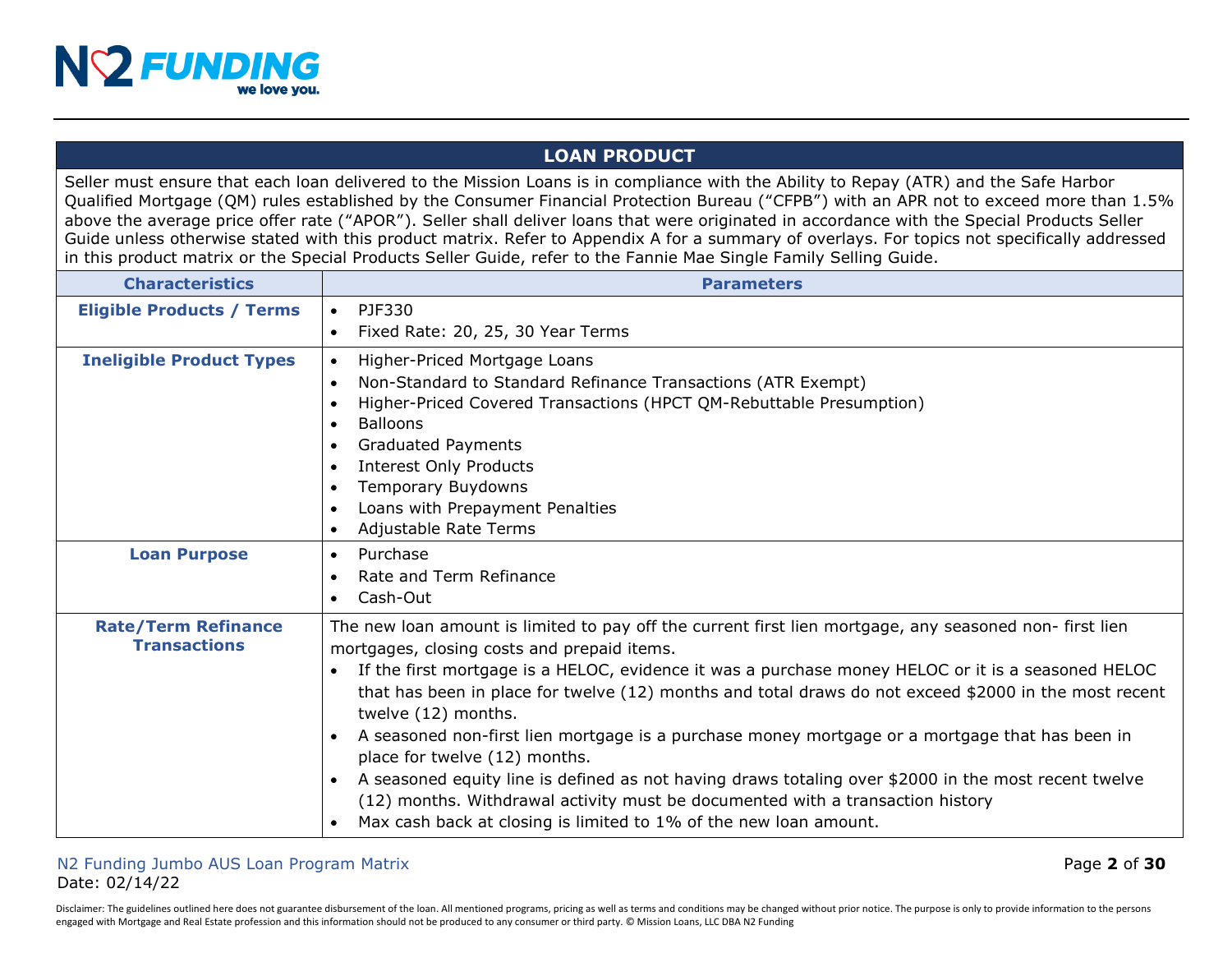## LOAN PRODUCT

Seller must ensure that each loan delivered to the Mission Loans is in compliance with the Ability to Repay (ATR) and the Safe Harbor Qualified Mortgage (QM) rules established by the Consumer Financial Protection Bureau ("CFPB") with an APR not to exceed more than 1.5% above the average price offer rate ("APOR"). Seller shall deliver loans that were originated in accordance with the Special Products Seller Guide unless otherwise stated with this product matrix. Refer to Appendix A for a summary of overlays. For topics not specifically addressed in this product matrix or the Special Products Seller Guide, refer to the Fannie Mae Single Family Selling Guide.

| Characteristics | Parameters |
|---|---|
| **Eligible Products / Terms** | • PJF330<br>• Fixed Rate: 20, 25, 30 Year Terms |
| **Ineligible Product Types** | • Higher-Priced Mortgage Loans<br>• Non-Standard to Standard Refinance Transactions (ATR Exempt)<br>• Higher-Priced Covered Transactions (HPCT QM-Rebuttable Presumption)<br>• Balloons<br>• Graduated Payments<br>• Interest Only Products<br>• Temporary Buydowns<br>• Loans with Prepayment Penalties<br>• Adjustable Rate Terms |
| **Loan Purpose** | • Purchase<br>• Rate and Term Refinance<br>• Cash-Out |
| **Rate/Term Refinance Transactions** | The new loan amount is limited to pay off the current first lien mortgage, any seasoned non- first lien mortgages, closing costs and prepaid items.<br>• If the first mortgage is a HELOC, evidence it was a purchase money HELOC or it is a seasoned HELOC that has been in place for twelve (12) months and total draws do not exceed $2000 in the most recent twelve (12) months.<br>• A seasoned non-first lien mortgage is a purchase money mortgage or a mortgage that has been in place for twelve (12) months.<br>• A seasoned equity line is defined as not having draws totaling over $2000 in the most recent twelve (12) months. Withdrawal activity must be documented with a transaction history<br>• Max cash back at closing is limited to 1% of the new loan amount. |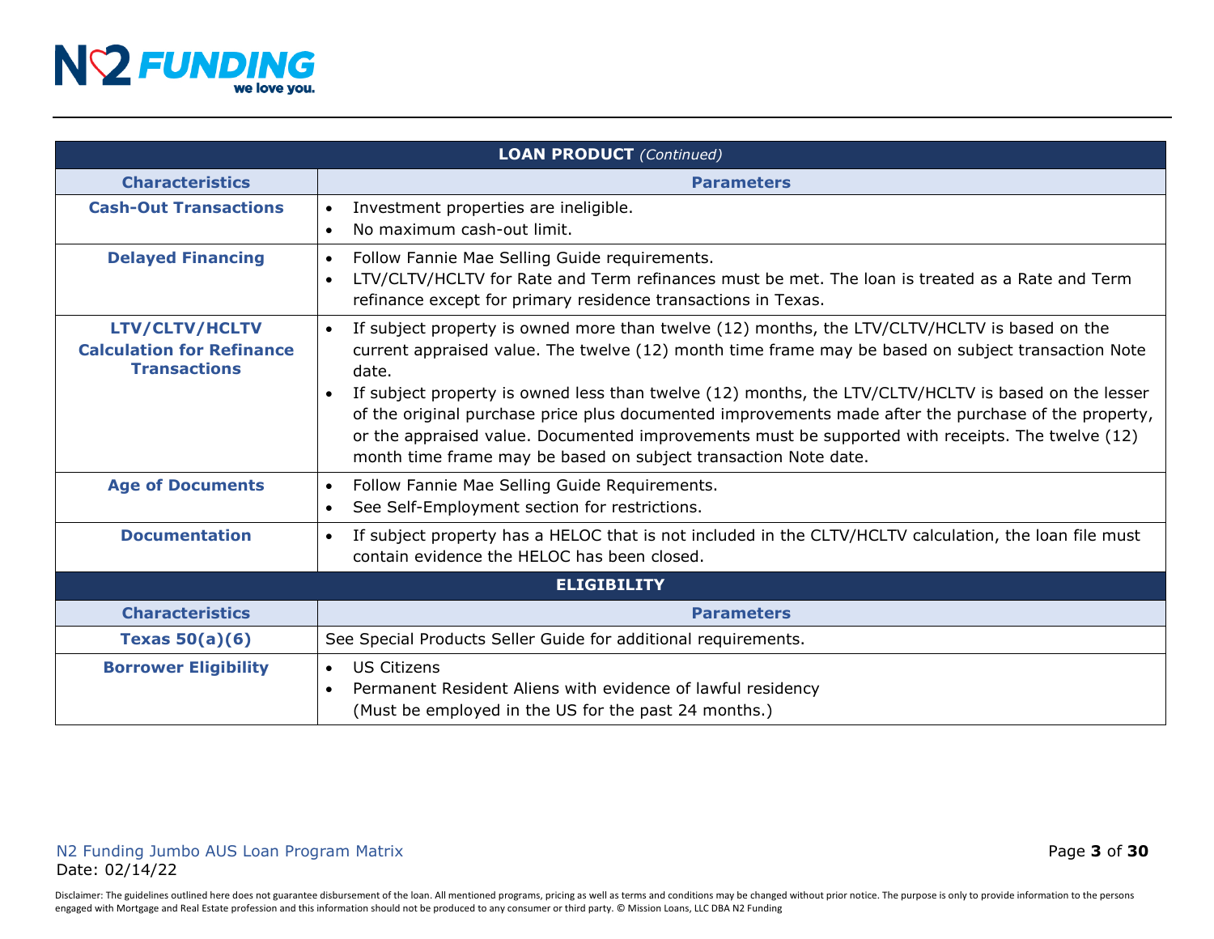| **LOAN PRODUCT** *(Continued)* | |
|---|---|
| **Characteristics** | **Parameters** |
| **Cash-Out Transactions** | • Investment properties are ineligible.<br>• No maximum cash-out limit. |
| **Delayed Financing** | • Follow Fannie Mae Selling Guide requirements.<br>• LTV/CLTV/HCLTV for Rate and Term refinances must be met. The loan is treated as a Rate and Term refinance except for primary residence transactions in Texas. |
| **LTV/CLTV/HCLTV Calculation for Refinance Transactions** | • If subject property is owned more than twelve (12) months, the LTV/CLTV/HCLTV is based on the current appraised value. The twelve (12) month time frame may be based on subject transaction Note date.<br>• If subject property is owned less than twelve (12) months, the LTV/CLTV/HCLTV is based on the lesser of the original purchase price plus documented improvements made after the purchase of the property, or the appraised value. Documented improvements must be supported with receipts. The twelve (12) month time frame may be based on subject transaction Note date. |
| **Age of Documents** | • Follow Fannie Mae Selling Guide Requirements.<br>• See Self-Employment section for restrictions. |
| **Documentation** | • If subject property has a HELOC that is not included in the CLTV/HCLTV calculation, the loan file must contain evidence the HELOC has been closed. |

| **ELIGIBILITY** | |
|---|---|
| **Characteristics** | **Parameters** |
| **Texas 50(a)(6)** | See Special Products Seller Guide for additional requirements. |
| **Borrower Eligibility** | • US Citizens<br>• Permanent Resident Aliens with evidence of lawful residency (Must be employed in the US for the past 24 months.) |

Disclaimer: The guidelines outlined here does not guarantee disbursement of the loan. All mentioned programs, pricing as well as terms and conditions may be changed without prior notice. The purpose is only to provide information to the persons engaged with Mortgage and Real Estate profession and this information should not be produced to any consumer or third party. © Mission Loans, LLC DBA N2 Funding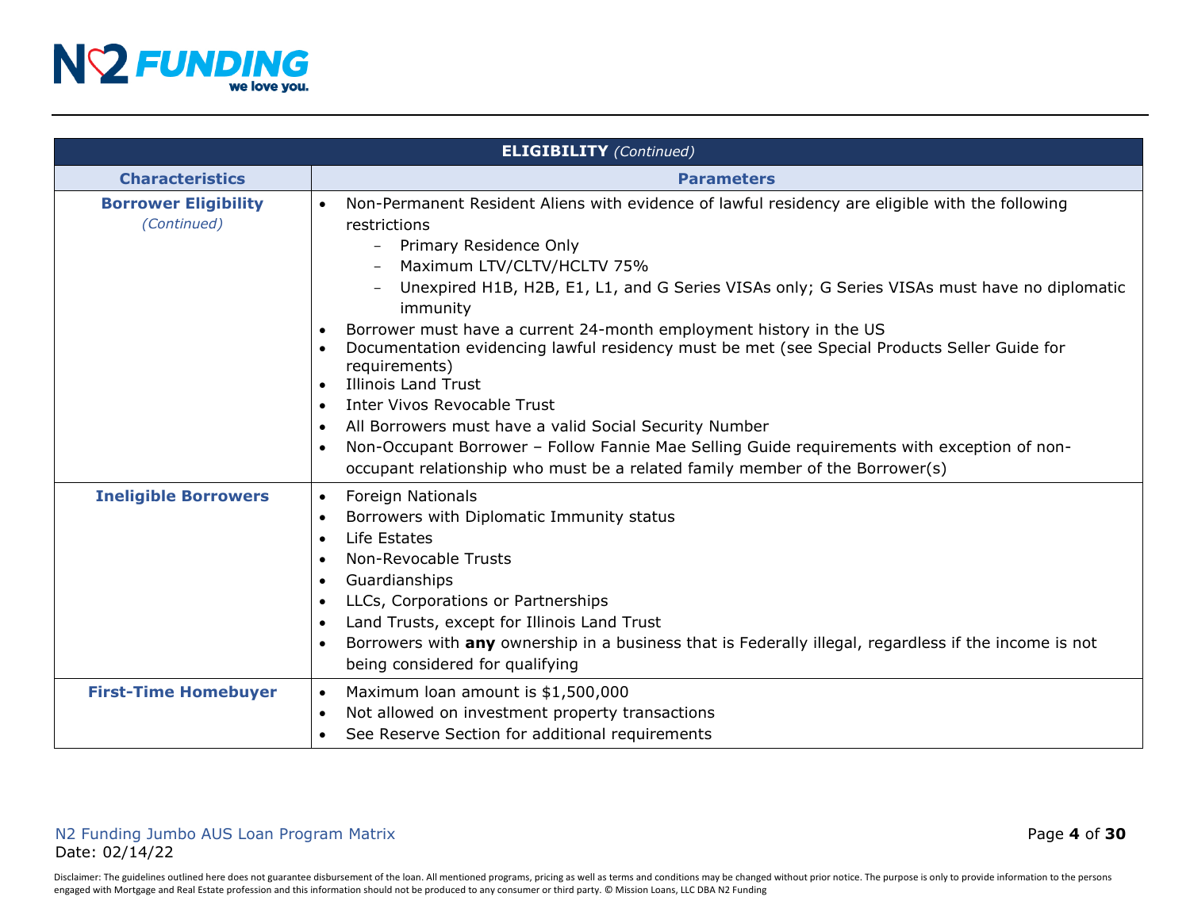| **ELIGIBILITY** *(Continued)* | |
|---|---|
| **Characteristics** | **Parameters** |
| **Borrower Eligibility** *(Continued)* | • Non-Permanent Resident Aliens with evidence of lawful residency are eligible with the following restrictions<br>  – Primary Residence Only<br>  – Maximum LTV/CLTV/HCLTV 75%<br>  – Unexpired H1B, H2B, E1, L1, and G Series VISAs only; G Series VISAs must have no diplomatic immunity<br>• Borrower must have a current 24-month employment history in the US<br>• Documentation evidencing lawful residency must be met (see Special Products Seller Guide for requirements)<br>• Illinois Land Trust<br>• Inter Vivos Revocable Trust<br>• All Borrowers must have a valid Social Security Number<br>• Non-Occupant Borrower – Follow Fannie Mae Selling Guide requirements with exception of non-occupant relationship who must be a related family member of the Borrower(s) |
| **Ineligible Borrowers** | • Foreign Nationals<br>• Borrowers with Diplomatic Immunity status<br>• Life Estates<br>• Non-Revocable Trusts<br>• Guardianships<br>• LLCs, Corporations or Partnerships<br>• Land Trusts, except for Illinois Land Trust<br>• Borrowers with **any** ownership in a business that is Federally illegal, regardless if the income is not being considered for qualifying |
| **First-Time Homebuyer** | • Maximum loan amount is $1,500,000<br>• Not allowed on investment property transactions<br>• See Reserve Section for additional requirements |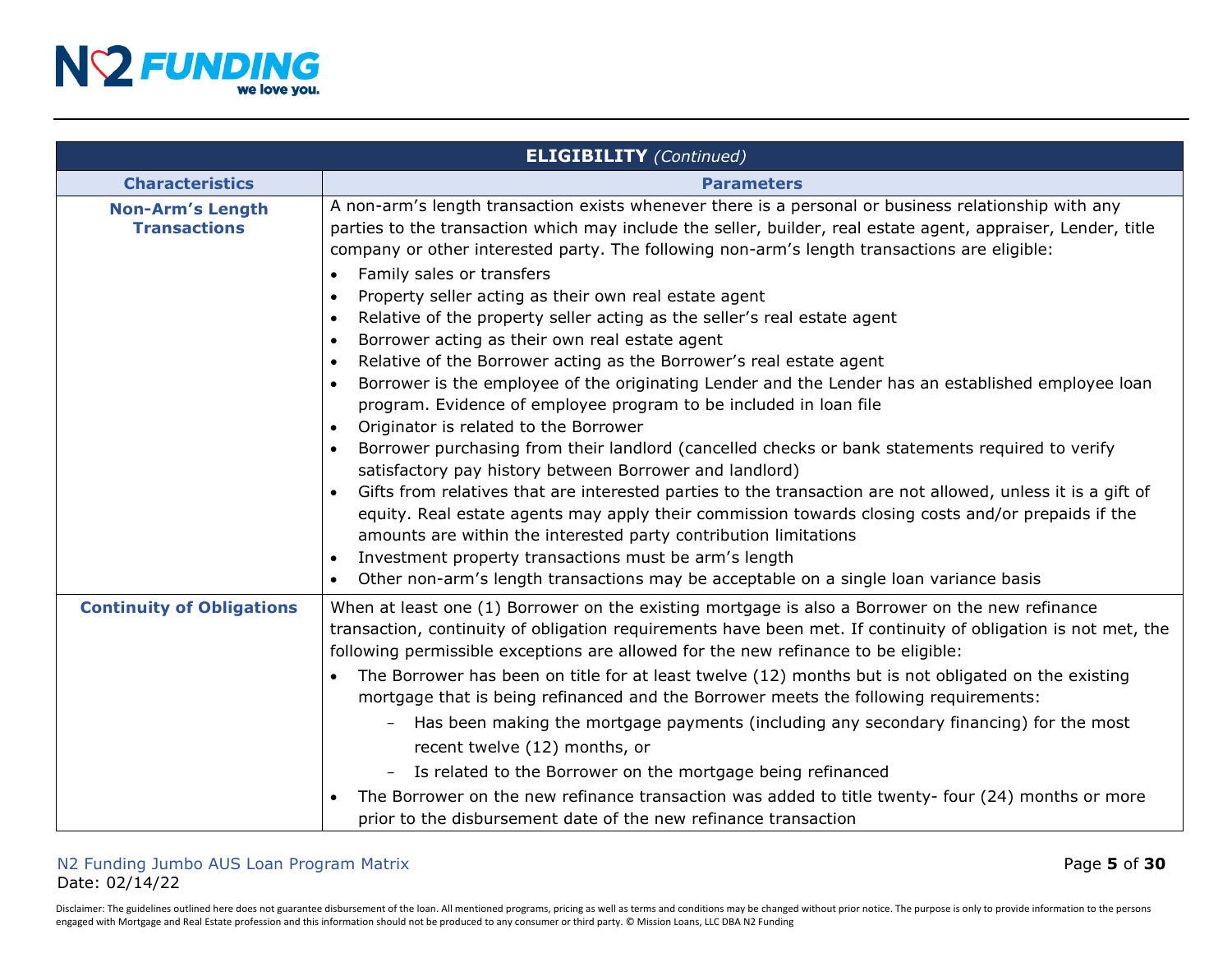| **ELIGIBILITY** *(Continued)* | |
|---|---|
| **Characteristics** | **Parameters** |
| **Non-Arm's Length Transactions** | A non-arm's length transaction exists whenever there is a personal or business relationship with any parties to the transaction which may include the seller, builder, real estate agent, appraiser, Lender, title company or other interested party. The following non-arm's length transactions are eligible:<br>• Family sales or transfers<br>• Property seller acting as their own real estate agent<br>• Relative of the property seller acting as the seller's real estate agent<br>• Borrower acting as their own real estate agent<br>• Relative of the Borrower acting as the Borrower's real estate agent<br>• Borrower is the employee of the originating Lender and the Lender has an established employee loan program. Evidence of employee program to be included in loan file<br>• Originator is related to the Borrower<br>• Borrower purchasing from their landlord (cancelled checks or bank statements required to verify satisfactory pay history between Borrower and landlord)<br>• Gifts from relatives that are interested parties to the transaction are not allowed, unless it is a gift of equity. Real estate agents may apply their commission towards closing costs and/or prepaids if the amounts are within the interested party contribution limitations<br>• Investment property transactions must be arm's length<br>• Other non-arm's length transactions may be acceptable on a single loan variance basis |
| **Continuity of Obligations** | When at least one (1) Borrower on the existing mortgage is also a Borrower on the new refinance transaction, continuity of obligation requirements have been met. If continuity of obligation is not met, the following permissible exceptions are allowed for the new refinance to be eligible:<br>• The Borrower has been on title for at least twelve (12) months but is not obligated on the existing mortgage that is being refinanced and the Borrower meets the following requirements:<br>&nbsp;&nbsp;&nbsp;&nbsp;– Has been making the mortgage payments (including any secondary financing) for the most recent twelve (12) months, or<br>&nbsp;&nbsp;&nbsp;&nbsp;– Is related to the Borrower on the mortgage being refinanced<br>• The Borrower on the new refinance transaction was added to title twenty- four (24) months or more prior to the disbursement date of the new refinance transaction |

Disclaimer: The guidelines outlined here does not guarantee disbursement of the loan. All mentioned programs, pricing as well as terms and conditions may be changed without prior notice. The purpose is only to provide information to the persons engaged with Mortgage and Real Estate profession and this information should not be produced to any consumer or third party. © Mission Loans, LLC DBA N2 Funding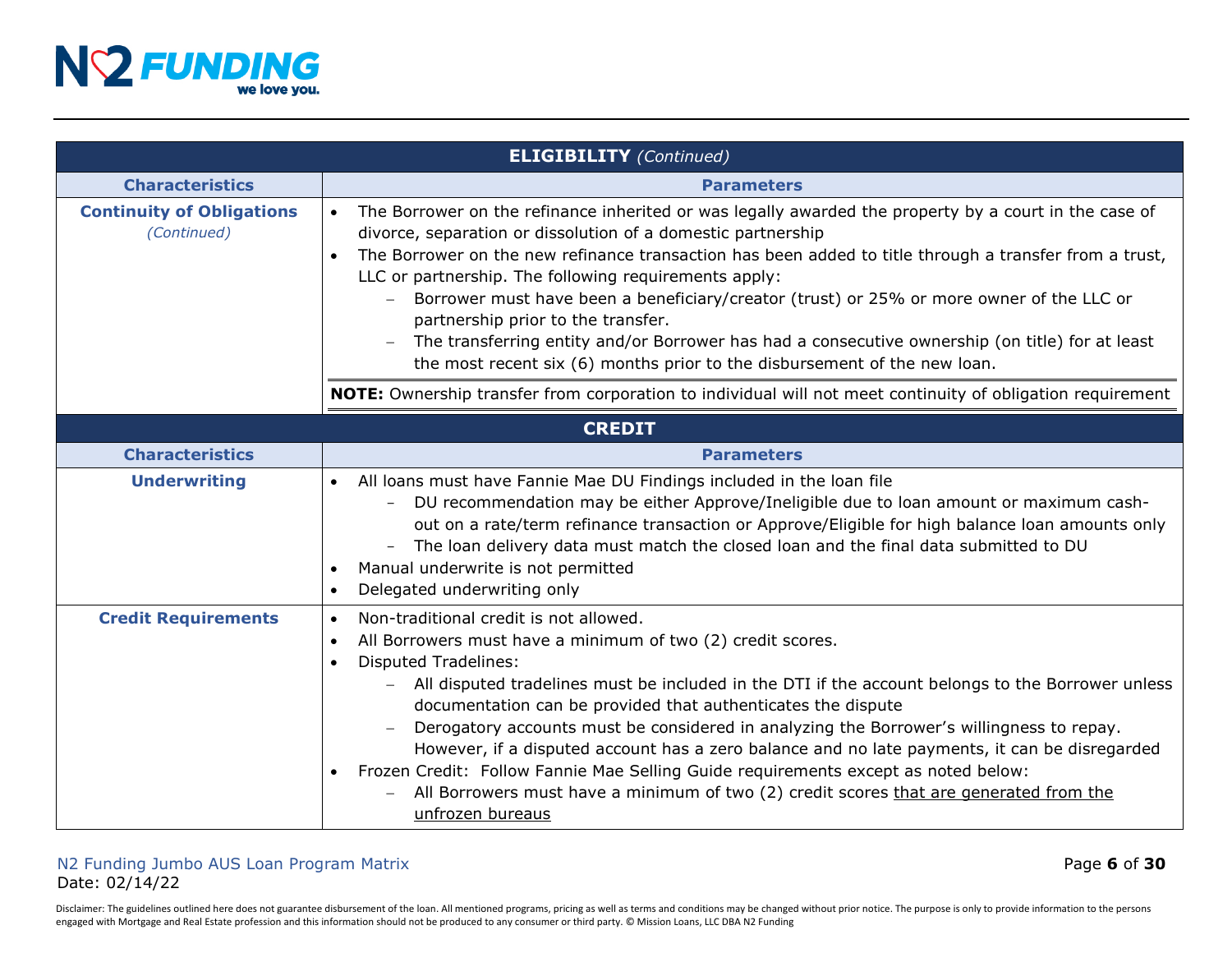| **ELIGIBILITY** *(Continued)* | |
|---|---|
| **Characteristics** | **Parameters** |
| **Continuity of Obligations** *(Continued)* | • The Borrower on the refinance inherited or was legally awarded the property by a court in the case of divorce, separation or dissolution of a domestic partnership<br>• The Borrower on the new refinance transaction has been added to title through a transfer from a trust, LLC or partnership. The following requirements apply:<br>&nbsp;&nbsp;– Borrower must have been a beneficiary/creator (trust) or 25% or more owner of the LLC or partnership prior to the transfer.<br>&nbsp;&nbsp;– The transferring entity and/or Borrower has had a consecutive ownership (on title) for at least the most recent six (6) months prior to the disbursement of the new loan.<br><br>**NOTE:** Ownership transfer from corporation to individual will not meet continuity of obligation requirement |

| **CREDIT** | |
|---|---|
| **Characteristics** | **Parameters** |
| **Underwriting** | • All loans must have Fannie Mae DU Findings included in the loan file<br>&nbsp;&nbsp;– DU recommendation may be either Approve/Ineligible due to loan amount or maximum cash-out on a rate/term refinance transaction or Approve/Eligible for high balance loan amounts only<br>&nbsp;&nbsp;– The loan delivery data must match the closed loan and the final data submitted to DU<br>• Manual underwrite is not permitted<br>• Delegated underwriting only |
| **Credit Requirements** | • Non-traditional credit is not allowed.<br>• All Borrowers must have a minimum of two (2) credit scores.<br>• Disputed Tradelines:<br>&nbsp;&nbsp;– All disputed tradelines must be included in the DTI if the account belongs to the Borrower unless documentation can be provided that authenticates the dispute<br>&nbsp;&nbsp;– Derogatory accounts must be considered in analyzing the Borrower's willingness to repay. However, if a disputed account has a zero balance and no late payments, it can be disregarded<br>• Frozen Credit: Follow Fannie Mae Selling Guide requirements except as noted below:<br>&nbsp;&nbsp;– All Borrowers must have a minimum of two (2) credit scores <u>that are generated from the unfrozen bureaus</u> |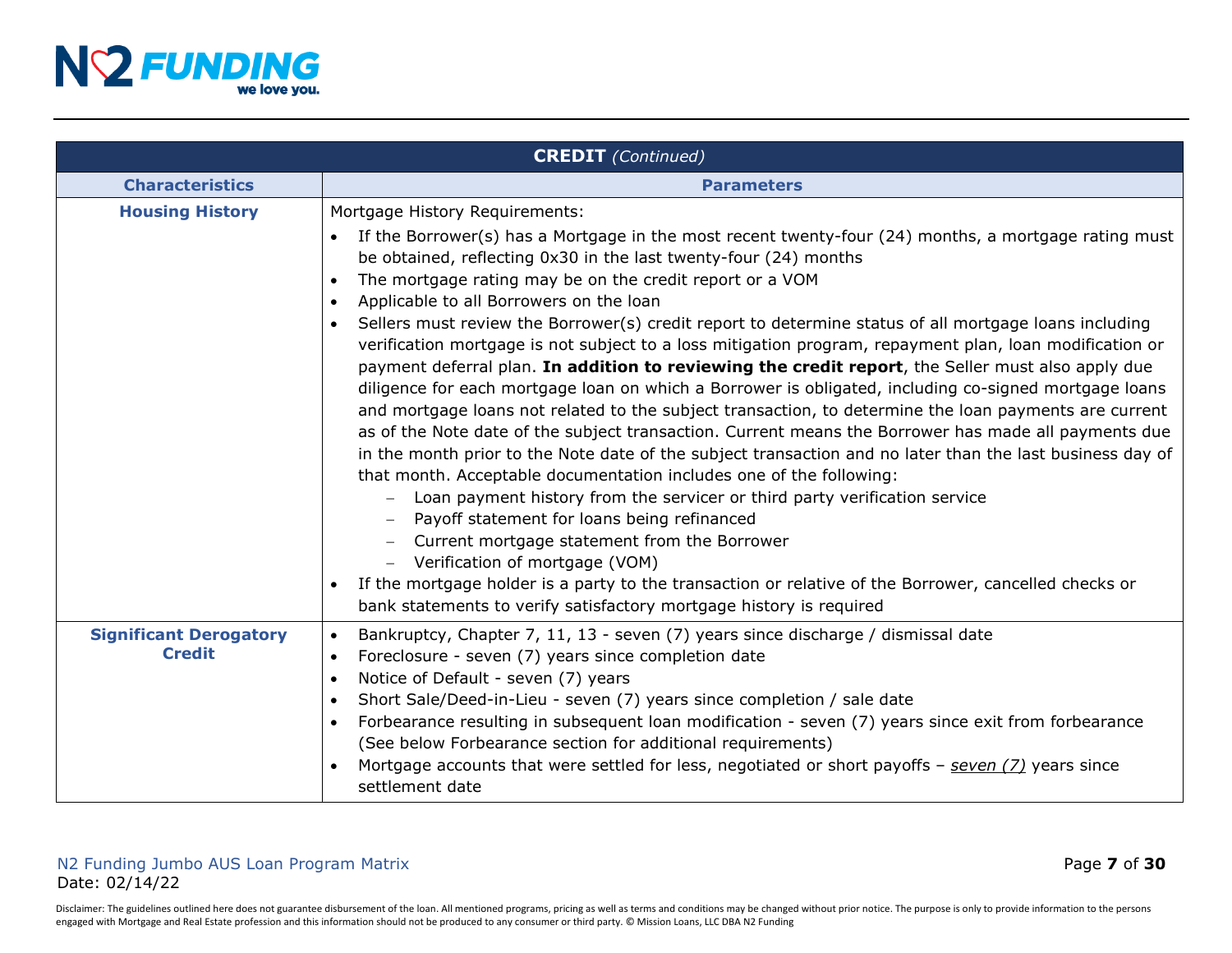| **CREDIT** *(Continued)* | |
|---|---|
| **Characteristics** | **Parameters** |
| **Housing History** | Mortgage History Requirements:<br>• If the Borrower(s) has a Mortgage in the most recent twenty-four (24) months, a mortgage rating must be obtained, reflecting 0x30 in the last twenty-four (24) months<br>• The mortgage rating may be on the credit report or a VOM<br>• Applicable to all Borrowers on the loan<br>• Sellers must review the Borrower(s) credit report to determine status of all mortgage loans including verification mortgage is not subject to a loss mitigation program, repayment plan, loan modification or payment deferral plan. **In addition to reviewing the credit report**, the Seller must also apply due diligence for each mortgage loan on which a Borrower is obligated, including co-signed mortgage loans and mortgage loans not related to the subject transaction, to determine the loan payments are current as of the Note date of the subject transaction. Current means the Borrower has made all payments due in the month prior to the Note date of the subject transaction and no later than the last business day of that month. Acceptable documentation includes one of the following:<br>  – Loan payment history from the servicer or third party verification service<br>  – Payoff statement for loans being refinanced<br>  – Current mortgage statement from the Borrower<br>  – Verification of mortgage (VOM)<br>• If the mortgage holder is a party to the transaction or relative of the Borrower, cancelled checks or bank statements to verify satisfactory mortgage history is required |
| **Significant Derogatory Credit** | • Bankruptcy, Chapter 7, 11, 13 - seven (7) years since discharge / dismissal date<br>• Foreclosure - seven (7) years since completion date<br>• Notice of Default - seven (7) years<br>• Short Sale/Deed-in-Lieu - seven (7) years since completion / sale date<br>• Forbearance resulting in subsequent loan modification - seven (7) years since exit from forbearance (See below Forbearance section for additional requirements)<br>• Mortgage accounts that were settled for less, negotiated or short payoffs – *seven (7)* years since settlement date |

N2 Funding Jumbo AUS Loan Program Matrix
Date: 02/14/22

Disclaimer: The guidelines outlined here does not guarantee disbursement of the loan. All mentioned programs, pricing as well as terms and conditions may be changed without prior notice. The purpose is only to provide information to the persons engaged with Mortgage and Real Estate profession and this information should not be produced to any consumer or third party. © Mission Loans, LLC DBA N2 Funding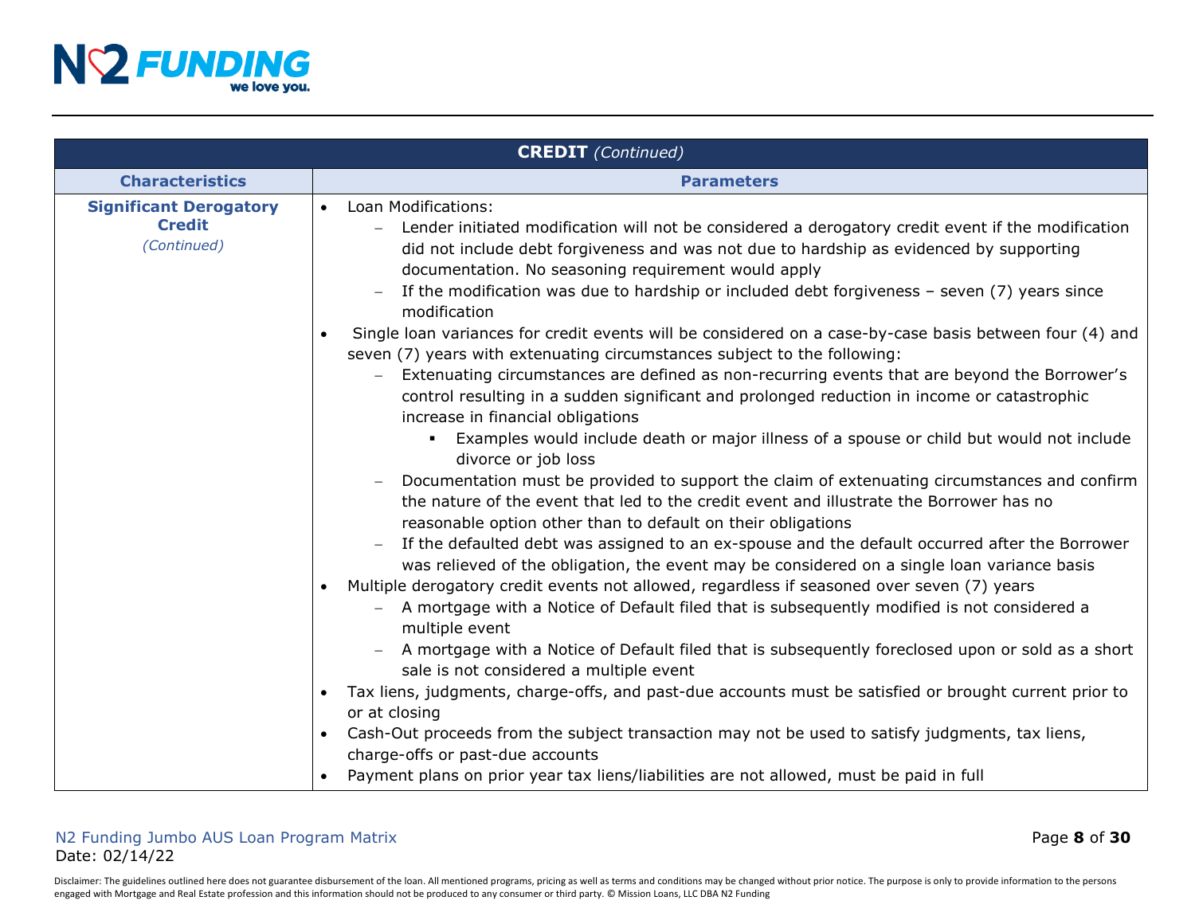| **CREDIT** *(Continued)* | |
|---|---|
| **Characteristics** | **Parameters** |
| **Significant Derogatory Credit** *(Continued)* | • Loan Modifications:<br>  – Lender initiated modification will not be considered a derogatory credit event if the modification did not include debt forgiveness and was not due to hardship as evidenced by supporting documentation. No seasoning requirement would apply<br>  – If the modification was due to hardship or included debt forgiveness – seven (7) years since modification<br>• Single loan variances for credit events will be considered on a case-by-case basis between four (4) and seven (7) years with extenuating circumstances subject to the following:<br>  – Extenuating circumstances are defined as non-recurring events that are beyond the Borrower's control resulting in a sudden significant and prolonged reduction in income or catastrophic increase in financial obligations<br>    ▪ Examples would include death or major illness of a spouse or child but would not include divorce or job loss<br>  – Documentation must be provided to support the claim of extenuating circumstances and confirm the nature of the event that led to the credit event and illustrate the Borrower has no reasonable option other than to default on their obligations<br>  – If the defaulted debt was assigned to an ex-spouse and the default occurred after the Borrower was relieved of the obligation, the event may be considered on a single loan variance basis<br>• Multiple derogatory credit events not allowed, regardless if seasoned over seven (7) years<br>  – A mortgage with a Notice of Default filed that is subsequently modified is not considered a multiple event<br>  – A mortgage with a Notice of Default filed that is subsequently foreclosed upon or sold as a short sale is not considered a multiple event<br>• Tax liens, judgments, charge-offs, and past-due accounts must be satisfied or brought current prior to or at closing<br>• Cash-Out proceeds from the subject transaction may not be used to satisfy judgments, tax liens, charge-offs or past-due accounts<br>• Payment plans on prior year tax liens/liabilities are not allowed, must be paid in full |

N2 Funding Jumbo AUS Loan Program Matrix
Date: 02/14/22

Disclaimer: The guidelines outlined here does not guarantee disbursement of the loan. All mentioned programs, pricing as well as terms and conditions may be changed without prior notice. The purpose is only to provide information to the persons engaged with Mortgage and Real Estate profession and this information should not be produced to any consumer or third party. © Mission Loans, LLC DBA N2 Funding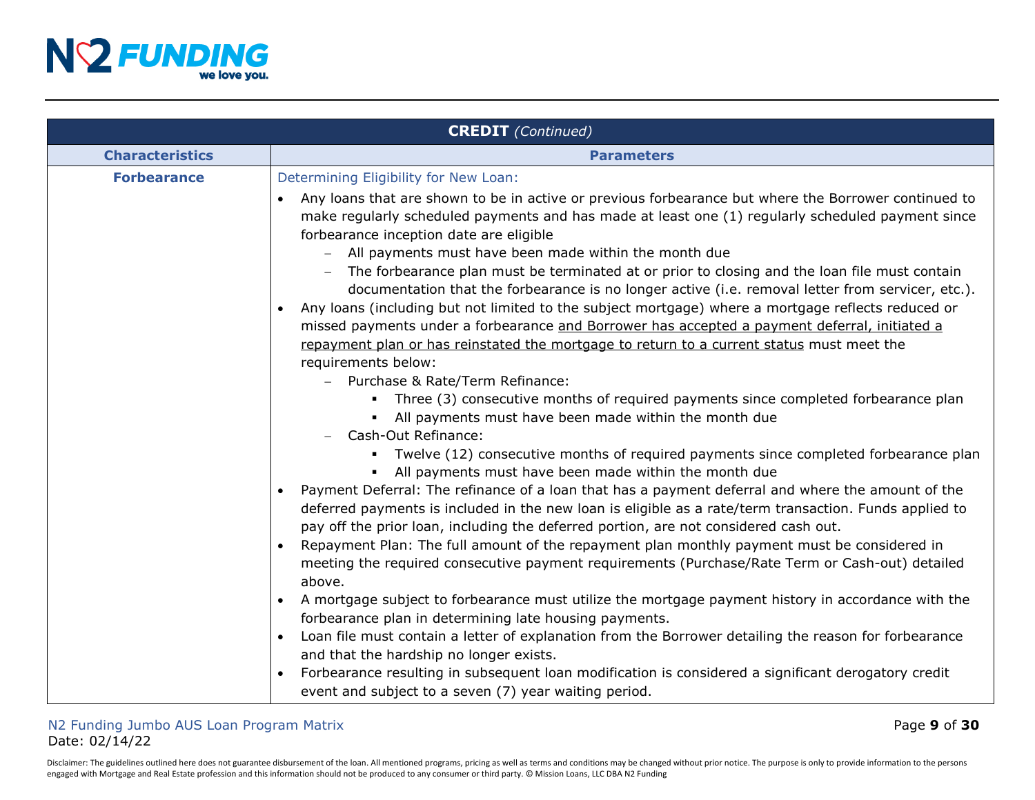| **CREDIT** *(Continued)* | |
|---|---|
| **Characteristics** | **Parameters** |
| **Forbearance** | Determining Eligibility for New Loan:<br>• Any loans that are shown to be in active or previous forbearance but where the Borrower continued to make regularly scheduled payments and has made at least one (1) regularly scheduled payment since forbearance inception date are eligible<br>&nbsp;&nbsp;– All payments must have been made within the month due<br>&nbsp;&nbsp;– The forbearance plan must be terminated at or prior to closing and the loan file must contain documentation that the forbearance is no longer active (i.e. removal letter from servicer, etc.).<br>• Any loans (including but not limited to the subject mortgage) where a mortgage reflects reduced or missed payments under a forbearance <u>and Borrower has accepted a payment deferral, initiated a repayment plan or has reinstated the mortgage to return to a current status</u> must meet the requirements below:<br>&nbsp;&nbsp;– Purchase & Rate/Term Refinance:<br>&nbsp;&nbsp;&nbsp;&nbsp;▪ Three (3) consecutive months of required payments since completed forbearance plan<br>&nbsp;&nbsp;&nbsp;&nbsp;▪ All payments must have been made within the month due<br>&nbsp;&nbsp;– Cash-Out Refinance:<br>&nbsp;&nbsp;&nbsp;&nbsp;▪ Twelve (12) consecutive months of required payments since completed forbearance plan<br>&nbsp;&nbsp;&nbsp;&nbsp;▪ All payments must have been made within the month due<br>• Payment Deferral: The refinance of a loan that has a payment deferral and where the amount of the deferred payments is included in the new loan is eligible as a rate/term transaction. Funds applied to pay off the prior loan, including the deferred portion, are not considered cash out.<br>• Repayment Plan: The full amount of the repayment plan monthly payment must be considered in meeting the required consecutive payment requirements (Purchase/Rate Term or Cash-out) detailed above.<br>• A mortgage subject to forbearance must utilize the mortgage payment history in accordance with the forbearance plan in determining late housing payments.<br>• Loan file must contain a letter of explanation from the Borrower detailing the reason for forbearance and that the hardship no longer exists.<br>• Forbearance resulting in subsequent loan modification is considered a significant derogatory credit event and subject to a seven (7) year waiting period. |

N2 Funding Jumbo AUS Loan Program Matrix
Date: 02/14/22

Disclaimer: The guidelines outlined here does not guarantee disbursement of the loan. All mentioned programs, pricing as well as terms and conditions may be changed without prior notice. The purpose is only to provide information to the persons engaged with Mortgage and Real Estate profession and this information should not be produced to any consumer or third party. © Mission Loans, LLC DBA N2 Funding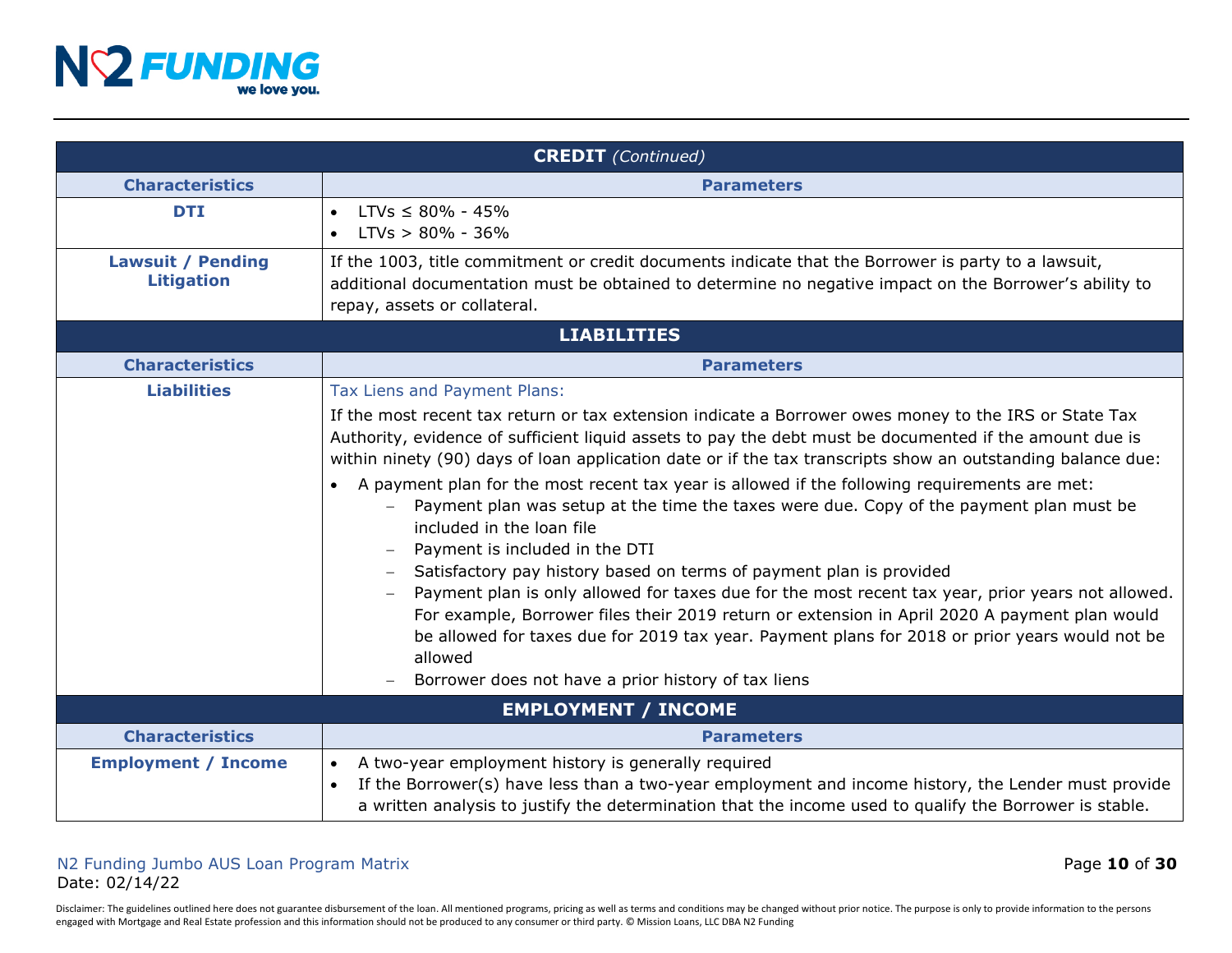| **CREDIT** *(Continued)* | |
|---|---|
| **Characteristics** | **Parameters** |
| **DTI** | • LTVs ≤ 80% - 45%<br>• LTVs > 80% - 36% |
| **Lawsuit / Pending Litigation** | If the 1003, title commitment or credit documents indicate that the Borrower is party to a lawsuit, additional documentation must be obtained to determine no negative impact on the Borrower's ability to repay, assets or collateral. |

| **LIABILITIES** | |
|---|---|
| **Characteristics** | **Parameters** |
| **Liabilities** | Tax Liens and Payment Plans:<br>If the most recent tax return or tax extension indicate a Borrower owes money to the IRS or State Tax Authority, evidence of sufficient liquid assets to pay the debt must be documented if the amount due is within ninety (90) days of loan application date or if the tax transcripts show an outstanding balance due:<br>• A payment plan for the most recent tax year is allowed if the following requirements are met:<br>– Payment plan was setup at the time the taxes were due. Copy of the payment plan must be included in the loan file<br>– Payment is included in the DTI<br>– Satisfactory pay history based on terms of payment plan is provided<br>– Payment plan is only allowed for taxes due for the most recent tax year, prior years not allowed. For example, Borrower files their 2019 return or extension in April 2020 A payment plan would be allowed for taxes due for 2019 tax year. Payment plans for 2018 or prior years would not be allowed<br>– Borrower does not have a prior history of tax liens |

| **EMPLOYMENT / INCOME** | |
|---|---|
| **Characteristics** | **Parameters** |
| **Employment / Income** | • A two-year employment history is generally required<br>• If the Borrower(s) have less than a two-year employment and income history, the Lender must provide a written analysis to justify the determination that the income used to qualify the Borrower is stable. |

N2 Funding Jumbo AUS Loan Program Matrix
Date: 02/14/22

Disclaimer: The guidelines outlined here does not guarantee disbursement of the loan. All mentioned programs, pricing as well as terms and conditions may be changed without prior notice. The purpose is only to provide information to the persons engaged with Mortgage and Real Estate profession and this information should not be produced to any consumer or third party. © Mission Loans, LLC DBA N2 Funding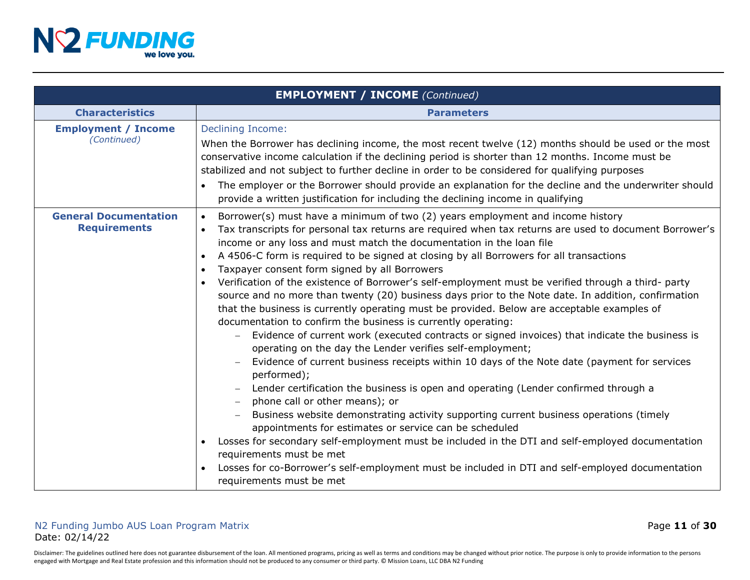| **EMPLOYMENT / INCOME** *(Continued)* | |
|---|---|
| **Characteristics** | **Parameters** |
| **Employment / Income** *(Continued)* | Declining Income:<br>When the Borrower has declining income, the most recent twelve (12) months should be used or the most conservative income calculation if the declining period is shorter than 12 months. Income must be stabilized and not subject to further decline in order to be considered for qualifying purposes<br>• The employer or the Borrower should provide an explanation for the decline and the underwriter should provide a written justification for including the declining income in qualifying |
| **General Documentation Requirements** | • Borrower(s) must have a minimum of two (2) years employment and income history<br>• Tax transcripts for personal tax returns are required when tax returns are used to document Borrower's income or any loss and must match the documentation in the loan file<br>• A 4506-C form is required to be signed at closing by all Borrowers for all transactions<br>• Taxpayer consent form signed by all Borrowers<br>• Verification of the existence of Borrower's self-employment must be verified through a third- party source and no more than twenty (20) business days prior to the Note date. In addition, confirmation that the business is currently operating must be provided. Below are acceptable examples of documentation to confirm the business is currently operating:<br>&nbsp;&nbsp;– Evidence of current work (executed contracts or signed invoices) that indicate the business is operating on the day the Lender verifies self-employment;<br>&nbsp;&nbsp;– Evidence of current business receipts within 10 days of the Note date (payment for services performed);<br>&nbsp;&nbsp;– Lender certification the business is open and operating (Lender confirmed through a<br>&nbsp;&nbsp;– phone call or other means); or<br>&nbsp;&nbsp;– Business website demonstrating activity supporting current business operations (timely appointments for estimates or service can be scheduled<br>• Losses for secondary self-employment must be included in the DTI and self-employed documentation requirements must be met<br>• Losses for co-Borrower's self-employment must be included in DTI and self-employed documentation requirements must be met |

N2 Funding Jumbo AUS Loan Program Matrix
Date: 02/14/22

Disclaimer: The guidelines outlined here does not guarantee disbursement of the loan. All mentioned programs, pricing as well as terms and conditions may be changed without prior notice. The purpose is only to provide information to the persons engaged with Mortgage and Real Estate profession and this information should not be produced to any consumer or third party. © Mission Loans, LLC DBA N2 Funding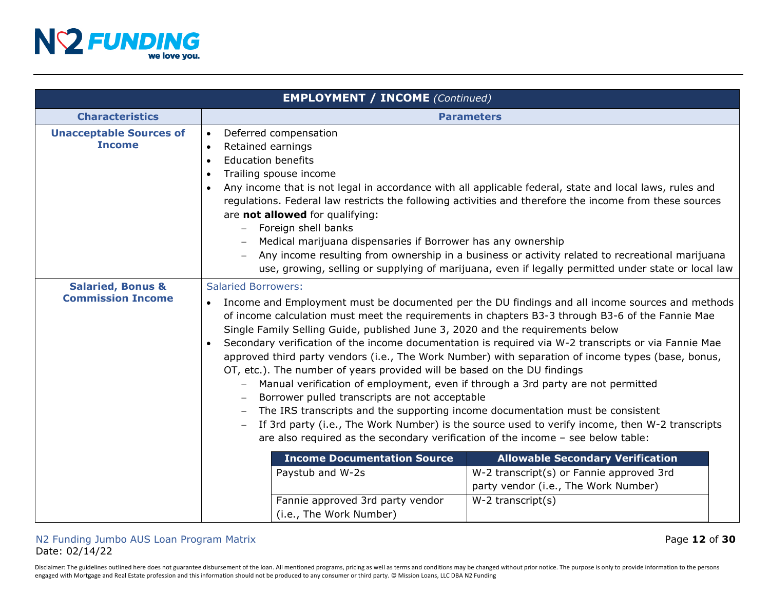| **EMPLOYMENT / INCOME** *(Continued)* | |
|---|---|
| **Characteristics** | **Parameters** |
| **Unacceptable Sources of Income** | • Deferred compensation<br>• Retained earnings<br>• Education benefits<br>• Trailing spouse income<br>• Any income that is not legal in accordance with all applicable federal, state and local laws, rules and regulations. Federal law restricts the following activities and therefore the income from these sources are **not allowed** for qualifying:<br>&nbsp;&nbsp;– Foreign shell banks<br>&nbsp;&nbsp;– Medical marijuana dispensaries if Borrower has any ownership<br>&nbsp;&nbsp;– Any income resulting from ownership in a business or activity related to recreational marijuana use, growing, selling or supplying of marijuana, even if legally permitted under state or local law |
| **Salaried, Bonus & Commission Income** | Salaried Borrowers:<br>• Income and Employment must be documented per the DU findings and all income sources and methods of income calculation must meet the requirements in chapters B3-3 through B3-6 of the Fannie Mae Single Family Selling Guide, published June 3, 2020 and the requirements below<br>• Secondary verification of the income documentation is required via W-2 transcripts or via Fannie Mae approved third party vendors (i.e., The Work Number) with separation of income types (base, bonus, OT, etc.). The number of years provided will be based on the DU findings<br>&nbsp;&nbsp;– Manual verification of employment, even if through a 3rd party are not permitted<br>&nbsp;&nbsp;– Borrower pulled transcripts are not acceptable<br>&nbsp;&nbsp;– The IRS transcripts and the supporting income documentation must be consistent<br>&nbsp;&nbsp;– If 3rd party (i.e., The Work Number) is the source used to verify income, then W-2 transcripts are also required as the secondary verification of the income – see below table: |

| Income Documentation Source | Allowable Secondary Verification |
|---|---|
| Paystub and W-2s | W-2 transcript(s) or Fannie approved 3rd party vendor (i.e., The Work Number) |
| Fannie approved 3rd party vendor (i.e., The Work Number) | W-2 transcript(s) |

N2 Funding Jumbo AUS Loan Program Matrix
Date: 02/14/22

Disclaimer: The guidelines outlined here does not guarantee disbursement of the loan. All mentioned programs, pricing as well as terms and conditions may be changed without prior notice. The purpose is only to provide information to the persons engaged with Mortgage and Real Estate profession and this information should not be produced to any consumer or third party. © Mission Loans, LLC DBA N2 Funding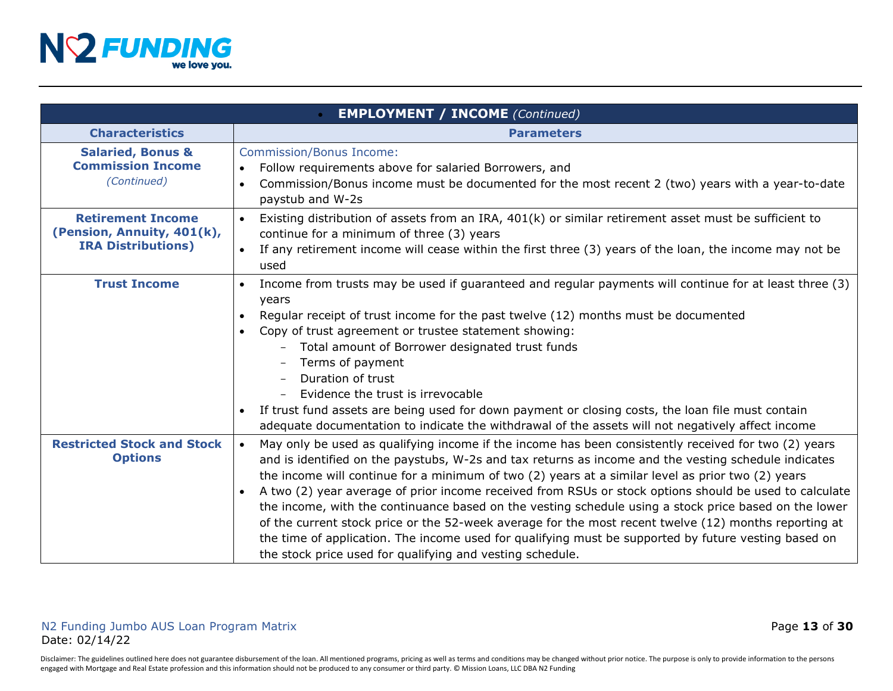| EMPLOYMENT / INCOME *(Continued)* | |
|---|---|
| **Characteristics** | **Parameters** |
| **Salaried, Bonus & Commission Income** *(Continued)* | Commission/Bonus Income:<br>• Follow requirements above for salaried Borrowers, and<br>• Commission/Bonus income must be documented for the most recent 2 (two) years with a year-to-date paystub and W-2s |
| **Retirement Income (Pension, Annuity, 401(k), IRA Distributions)** | • Existing distribution of assets from an IRA, 401(k) or similar retirement asset must be sufficient to continue for a minimum of three (3) years<br>• If any retirement income will cease within the first three (3) years of the loan, the income may not be used |
| **Trust Income** | • Income from trusts may be used if guaranteed and regular payments will continue for at least three (3) years<br>• Regular receipt of trust income for the past twelve (12) months must be documented<br>• Copy of trust agreement or trustee statement showing:<br>&nbsp;&nbsp;– Total amount of Borrower designated trust funds<br>&nbsp;&nbsp;– Terms of payment<br>&nbsp;&nbsp;– Duration of trust<br>&nbsp;&nbsp;– Evidence the trust is irrevocable<br>• If trust fund assets are being used for down payment or closing costs, the loan file must contain adequate documentation to indicate the withdrawal of the assets will not negatively affect income |
| **Restricted Stock and Stock Options** | • May only be used as qualifying income if the income has been consistently received for two (2) years and is identified on the paystubs, W-2s and tax returns as income and the vesting schedule indicates the income will continue for a minimum of two (2) years at a similar level as prior two (2) years<br>• A two (2) year average of prior income received from RSUs or stock options should be used to calculate the income, with the continuance based on the vesting schedule using a stock price based on the lower of the current stock price or the 52-week average for the most recent twelve (12) months reporting at the time of application. The income used for qualifying must be supported by future vesting based on the stock price used for qualifying and vesting schedule. |

N2 Funding Jumbo AUS Loan Program Matrix
Date: 02/14/22

Disclaimer: The guidelines outlined here does not guarantee disbursement of the loan. All mentioned programs, pricing as well as terms and conditions may be changed without prior notice. The purpose is only to provide information to the persons engaged with Mortgage and Real Estate profession and this information should not be produced to any consumer or third party. © Mission Loans, LLC DBA N2 Funding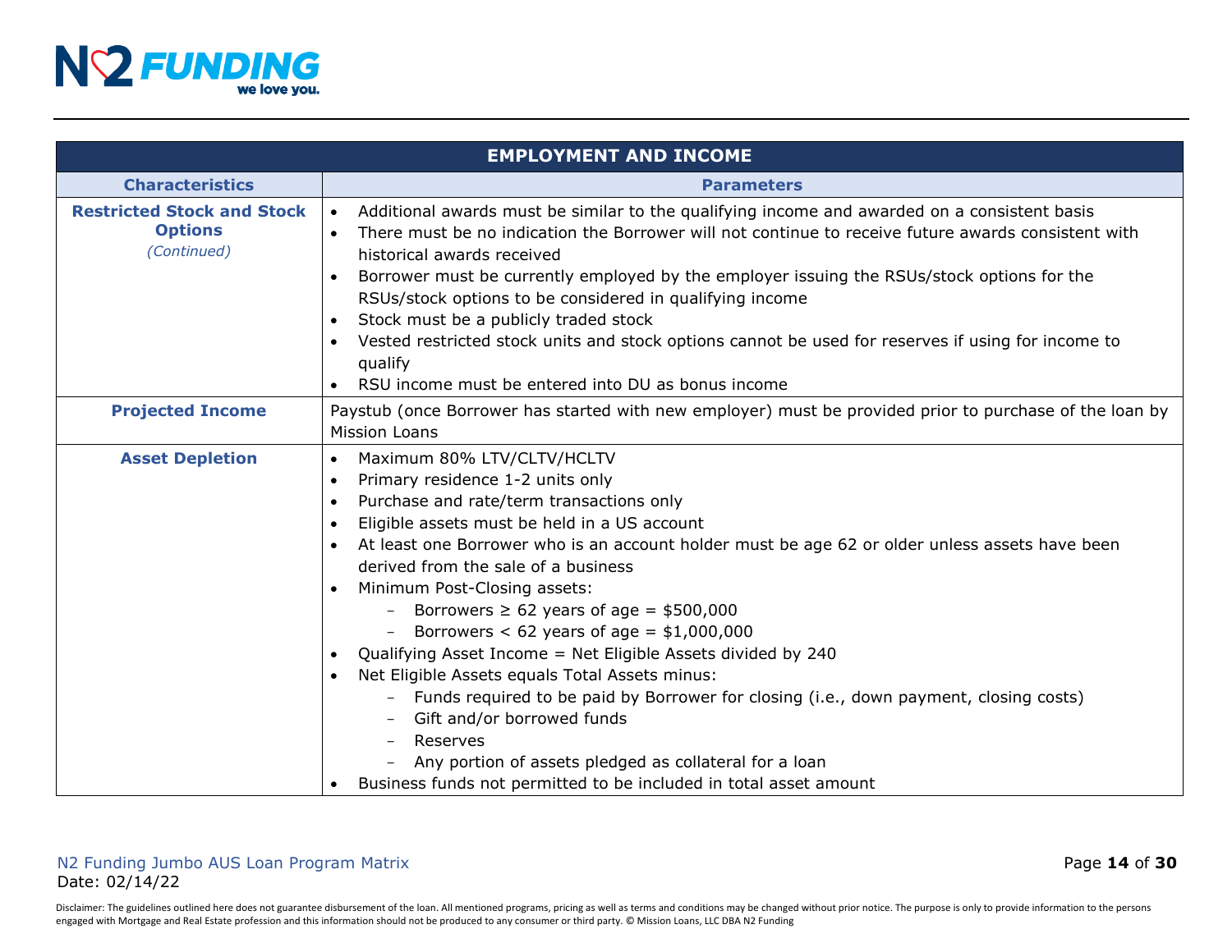| EMPLOYMENT AND INCOME | |
|---|---|
| **Characteristics** | **Parameters** |
| **Restricted Stock and Stock Options** *(Continued)* | • Additional awards must be similar to the qualifying income and awarded on a consistent basis<br>• There must be no indication the Borrower will not continue to receive future awards consistent with historical awards received<br>• Borrower must be currently employed by the employer issuing the RSUs/stock options for the RSUs/stock options to be considered in qualifying income<br>• Stock must be a publicly traded stock<br>• Vested restricted stock units and stock options cannot be used for reserves if using for income to qualify<br>• RSU income must be entered into DU as bonus income |
| **Projected Income** | Paystub (once Borrower has started with new employer) must be provided prior to purchase of the loan by Mission Loans |
| **Asset Depletion** | • Maximum 80% LTV/CLTV/HCLTV<br>• Primary residence 1-2 units only<br>• Purchase and rate/term transactions only<br>• Eligible assets must be held in a US account<br>• At least one Borrower who is an account holder must be age 62 or older unless assets have been derived from the sale of a business<br>• Minimum Post-Closing assets:<br>  – Borrowers ≥ 62 years of age = $500,000<br>  – Borrowers < 62 years of age = $1,000,000<br>• Qualifying Asset Income = Net Eligible Assets divided by 240<br>• Net Eligible Assets equals Total Assets minus:<br>  – Funds required to be paid by Borrower for closing (i.e., down payment, closing costs)<br>  – Gift and/or borrowed funds<br>  – Reserves<br>  – Any portion of assets pledged as collateral for a loan<br>• Business funds not permitted to be included in total asset amount |

N2 Funding Jumbo AUS Loan Program Matrix
Date: 02/14/22

Disclaimer: The guidelines outlined here does not guarantee disbursement of the loan. All mentioned programs, pricing as well as terms and conditions may be changed without prior notice. The purpose is only to provide information to the persons engaged with Mortgage and Real Estate profession and this information should not be produced to any consumer or third party. © Mission Loans, LLC DBA N2 Funding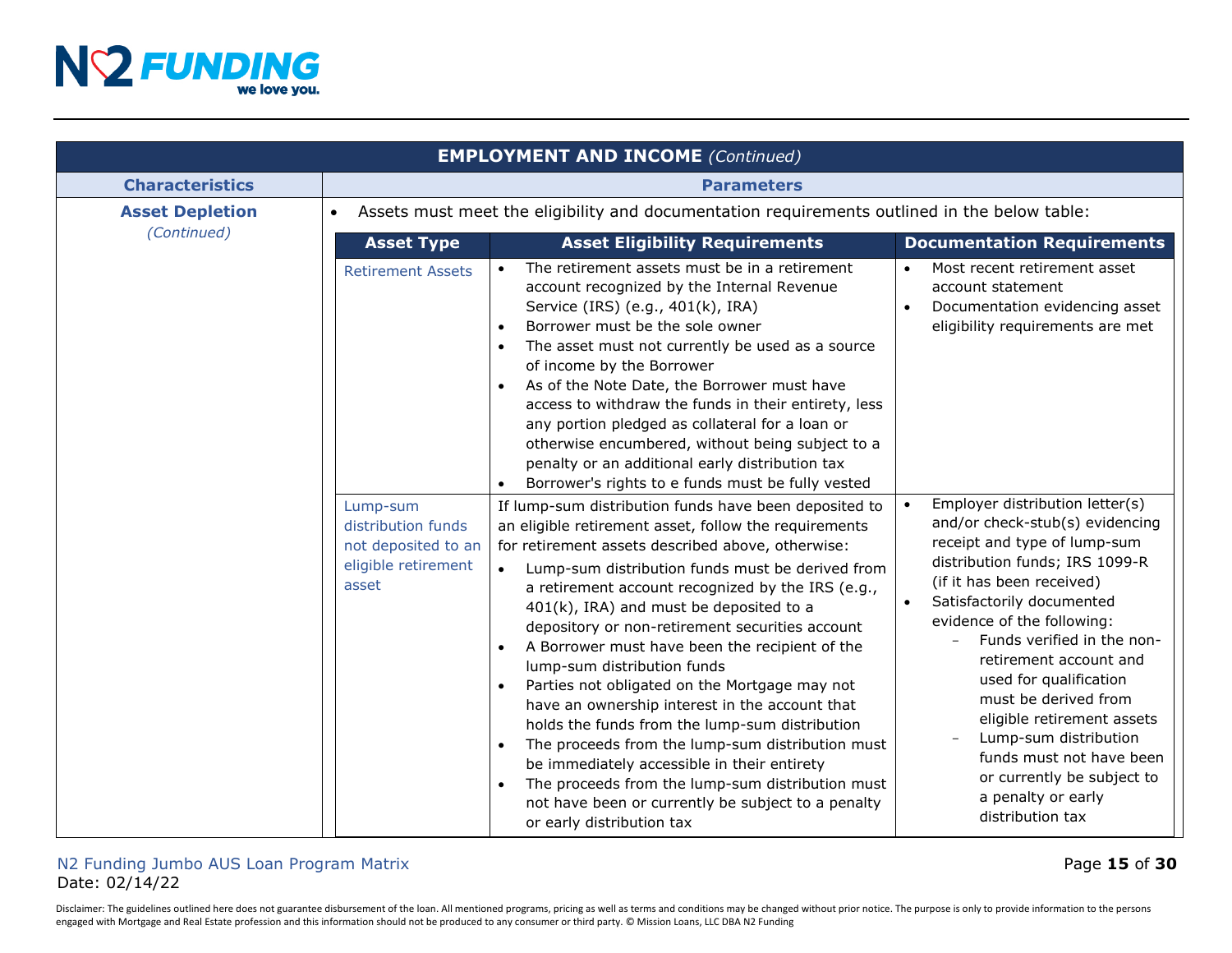| EMPLOYMENT AND INCOME *(Continued)* | |
|---|---|
| **Characteristics** | **Parameters** |
| **Asset Depletion** *(Continued)* | • Assets must meet the eligibility and documentation requirements outlined in the below table: |

| Asset Type | Asset Eligibility Requirements | Documentation Requirements |
|---|---|---|
| Retirement Assets | • The retirement assets must be in a retirement account recognized by the Internal Revenue Service (IRS) (e.g., 401(k), IRA)<br>• Borrower must be the sole owner<br>• The asset must not currently be used as a source of income by the Borrower<br>• As of the Note Date, the Borrower must have access to withdraw the funds in their entirety, less any portion pledged as collateral for a loan or otherwise encumbered, without being subject to a penalty or an additional early distribution tax<br>• Borrower's rights to e funds must be fully vested | • Most recent retirement asset account statement<br>• Documentation evidencing asset eligibility requirements are met |
| Lump-sum distribution funds not deposited to an eligible retirement asset | If lump-sum distribution funds have been deposited to an eligible retirement asset, follow the requirements for retirement assets described above, otherwise:<br>• Lump-sum distribution funds must be derived from a retirement account recognized by the IRS (e.g., 401(k), IRA) and must be deposited to a depository or non-retirement securities account<br>• A Borrower must have been the recipient of the lump-sum distribution funds<br>• Parties not obligated on the Mortgage may not have an ownership interest in the account that holds the funds from the lump-sum distribution<br>• The proceeds from the lump-sum distribution must be immediately accessible in their entirety<br>• The proceeds from the lump-sum distribution must not have been or currently be subject to a penalty or early distribution tax | • Employer distribution letter(s) and/or check-stub(s) evidencing receipt and type of lump-sum distribution funds; IRS 1099-R (if it has been received)<br>• Satisfactorily documented evidence of the following:<br>– Funds verified in the non-retirement account and used for qualification must be derived from eligible retirement assets<br>– Lump-sum distribution funds must not have been or currently be subject to a penalty or early distribution tax |

N2 Funding Jumbo AUS Loan Program Matrix
Date: 02/14/22

Disclaimer: The guidelines outlined here does not guarantee disbursement of the loan. All mentioned programs, pricing as well as terms and conditions may be changed without prior notice. The purpose is only to provide information to the persons engaged with Mortgage and Real Estate profession and this information should not be produced to any consumer or third party. © Mission Loans, LLC DBA N2 Funding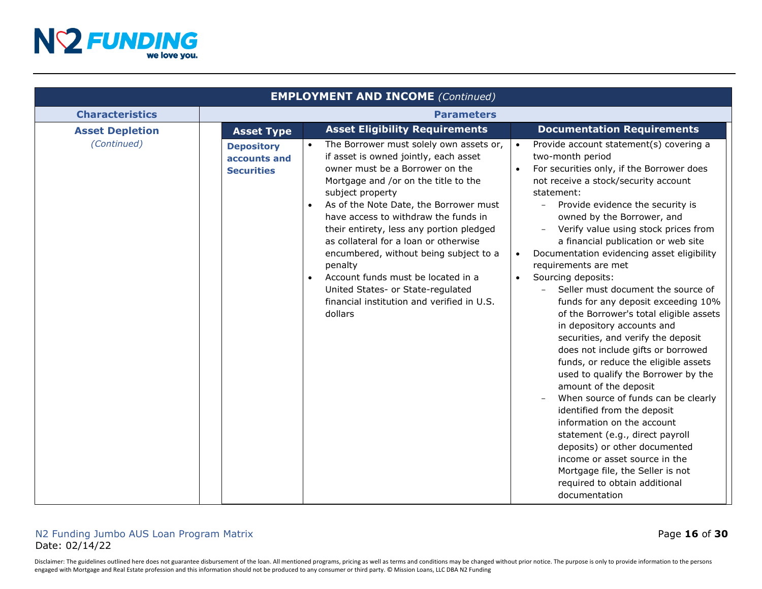| **EMPLOYMENT AND INCOME** *(Continued)* | | | |
|---|---|---|---|
| **Characteristics** | **Parameters** | | |
| **Asset Depletion** *(Continued)* | **Asset Type** | **Asset Eligibility Requirements** | **Documentation Requirements** |
| | **Depository accounts and Securities** | • The Borrower must solely own assets or, if asset is owned jointly, each asset owner must be a Borrower on the Mortgage and /or on the title to the subject property<br>• As of the Note Date, the Borrower must have access to withdraw the funds in their entirety, less any portion pledged as collateral for a loan or otherwise encumbered, without being subject to a penalty<br>• Account funds must be located in a United States- or State-regulated financial institution and verified in U.S. dollars | • Provide account statement(s) covering a two-month period<br>• For securities only, if the Borrower does not receive a stock/security account statement:<br>&nbsp;&nbsp;– Provide evidence the security is owned by the Borrower, and<br>&nbsp;&nbsp;– Verify value using stock prices from a financial publication or web site<br>• Documentation evidencing asset eligibility requirements are met<br>• Sourcing deposits:<br>&nbsp;&nbsp;– Seller must document the source of funds for any deposit exceeding 10% of the Borrower's total eligible assets in depository accounts and securities, and verify the deposit does not include gifts or borrowed funds, or reduce the eligible assets used to qualify the Borrower by the amount of the deposit<br>&nbsp;&nbsp;– When source of funds can be clearly identified from the deposit information on the account statement (e.g., direct payroll deposits) or other documented income or asset source in the Mortgage file, the Seller is not required to obtain additional documentation |

N2 Funding Jumbo AUS Loan Program Matrix
Date: 02/14/22

Disclaimer: The guidelines outlined here does not guarantee disbursement of the loan. All mentioned programs, pricing as well as terms and conditions may be changed without prior notice. The purpose is only to provide information to the persons engaged with Mortgage and Real Estate profession and this information should not be produced to any consumer or third party. © Mission Loans, LLC DBA N2 Funding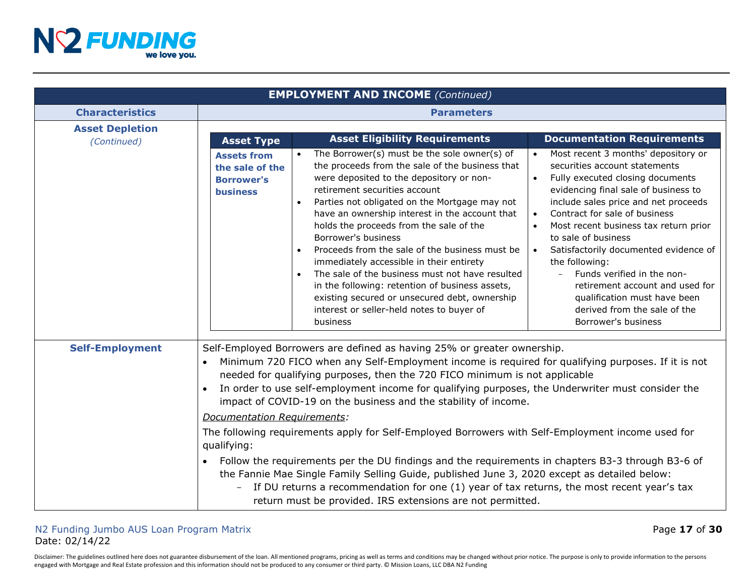## EMPLOYMENT AND INCOME *(Continued)*

| Characteristics | Parameters |
|---|---|
| **Asset Depletion** *(Continued)* | **Asset Type:** **Assets from the sale of the Borrower's business**<br><br>**Asset Eligibility Requirements:**<br>• The Borrower(s) must be the sole owner(s) of the proceeds from the sale of the business that were deposited to the depository or non-retirement securities account<br>• Parties not obligated on the Mortgage may not have an ownership interest in the account that holds the proceeds from the sale of the Borrower's business<br>• Proceeds from the sale of the business must be immediately accessible in their entirety<br>• The sale of the business must not have resulted in the following: retention of business assets, existing secured or unsecured debt, ownership interest or seller-held notes to buyer of business<br><br>**Documentation Requirements:**<br>• Most recent 3 months' depository or securities account statements<br>• Fully executed closing documents evidencing final sale of business to include sales price and net proceeds<br>• Contract for sale of business<br>• Most recent business tax return prior to sale of business<br>• Satisfactorily documented evidence of the following:<br>&nbsp;&nbsp;– Funds verified in the non-retirement account and used for qualification must have been derived from the sale of the Borrower's business |
| **Self-Employment** | Self-Employed Borrowers are defined as having 25% or greater ownership.<br>• Minimum 720 FICO when any Self-Employment income is required for qualifying purposes. If it is not needed for qualifying purposes, then the 720 FICO minimum is not applicable<br>• In order to use self-employment income for qualifying purposes, the Underwriter must consider the impact of COVID-19 on the business and the stability of income.<br><br>*Documentation Requirements:*<br>The following requirements apply for Self-Employed Borrowers with Self-Employment income used for qualifying:<br>• Follow the requirements per the DU findings and the requirements in chapters B3-3 through B3-6 of the Fannie Mae Single Family Selling Guide, published June 3, 2020 except as detailed below:<br>&nbsp;&nbsp;– If DU returns a recommendation for one (1) year of tax returns, the most recent year's tax return must be provided. IRS extensions are not permitted. |

N2 Funding Jumbo AUS Loan Program Matrix
Date: 02/14/22

Disclaimer: The guidelines outlined here does not guarantee disbursement of the loan. All mentioned programs, pricing as well as terms and conditions may be changed without prior notice. The purpose is only to provide information to the persons engaged with Mortgage and Real Estate profession and this information should not be produced to any consumer or third party. © Mission Loans, LLC DBA N2 Funding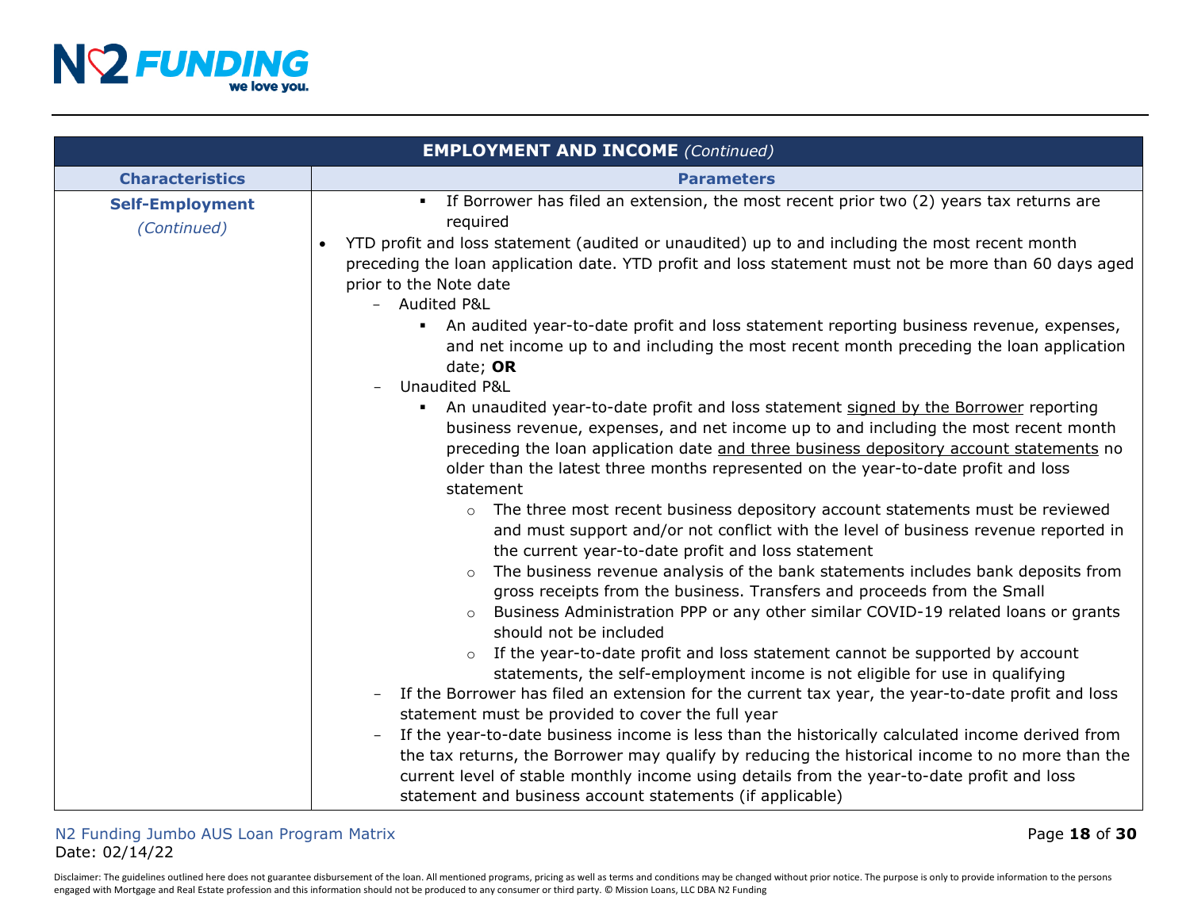| EMPLOYMENT AND INCOME *(Continued)* | |
|---|---|
| **Characteristics** | **Parameters** |
| **Self-Employment** *(Continued)* | ▪ If Borrower has filed an extension, the most recent prior two (2) years tax returns are required<br>• YTD profit and loss statement (audited or unaudited) up to and including the most recent month preceding the loan application date. YTD profit and loss statement must not be more than 60 days aged prior to the Note date<br>– Audited P&L<br>▪ An audited year-to-date profit and loss statement reporting business revenue, expenses, and net income up to and including the most recent month preceding the loan application date; **OR**<br>– Unaudited P&L<br>▪ An unaudited year-to-date profit and loss statement signed by the Borrower reporting business revenue, expenses, and net income up to and including the most recent month preceding the loan application date and three business depository account statements no older than the latest three months represented on the year-to-date profit and loss statement<br>○ The three most recent business depository account statements must be reviewed and must support and/or not conflict with the level of business revenue reported in the current year-to-date profit and loss statement<br>○ The business revenue analysis of the bank statements includes bank deposits from gross receipts from the business. Transfers and proceeds from the Small<br>○ Business Administration PPP or any other similar COVID-19 related loans or grants should not be included<br>○ If the year-to-date profit and loss statement cannot be supported by account statements, the self-employment income is not eligible for use in qualifying<br>– If the Borrower has filed an extension for the current tax year, the year-to-date profit and loss statement must be provided to cover the full year<br>– If the year-to-date business income is less than the historically calculated income derived from the tax returns, the Borrower may qualify by reducing the historical income to no more than the current level of stable monthly income using details from the year-to-date profit and loss statement and business account statements (if applicable) |

N2 Funding Jumbo AUS Loan Program Matrix
Date: 02/14/22

Disclaimer: The guidelines outlined here does not guarantee disbursement of the loan. All mentioned programs, pricing as well as terms and conditions may be changed without prior notice. The purpose is only to provide information to the persons engaged with Mortgage and Real Estate profession and this information should not be produced to any consumer or third party. © Mission Loans, LLC DBA N2 Funding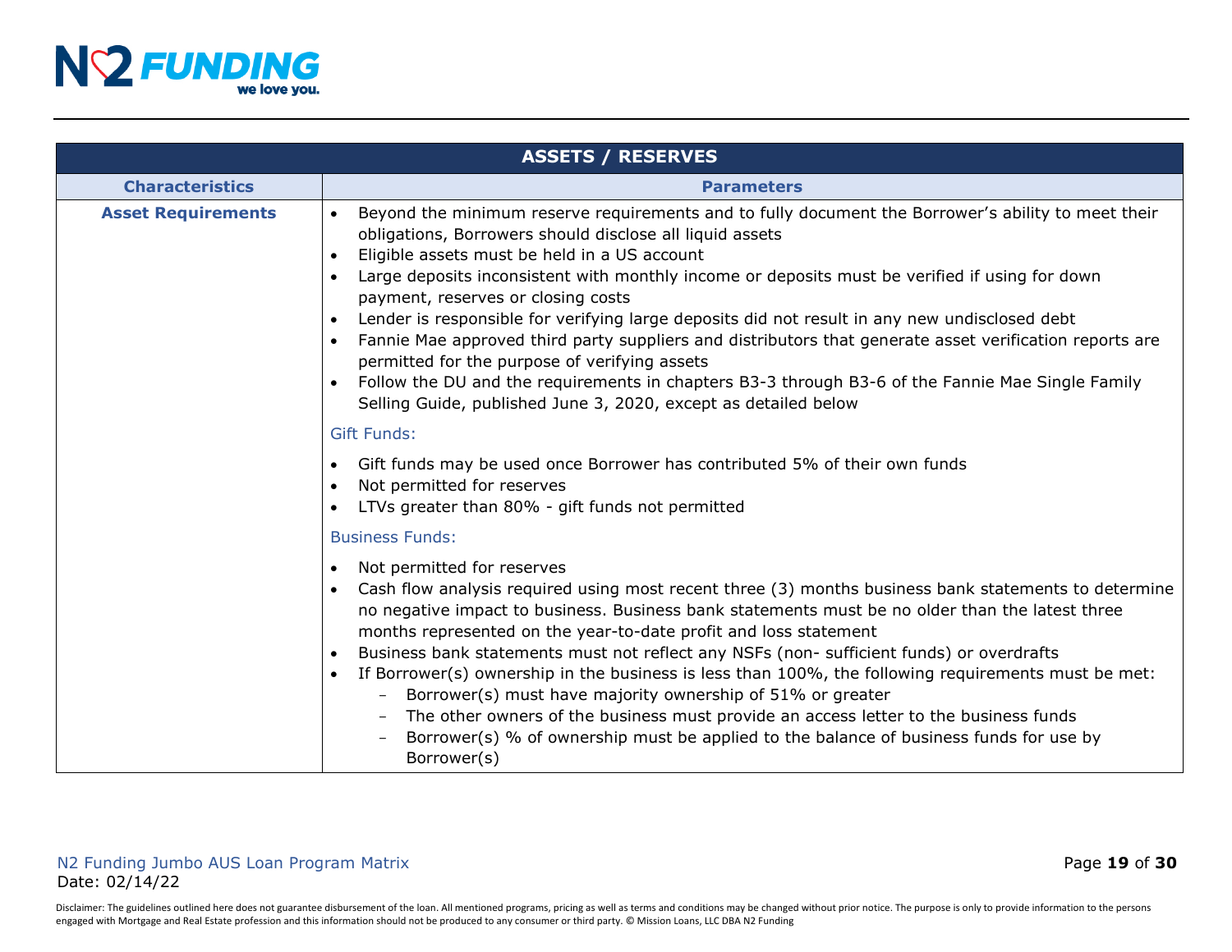| ASSETS / RESERVES | |
|---|---|
| **Characteristics** | **Parameters** |
| **Asset Requirements** | • Beyond the minimum reserve requirements and to fully document the Borrower's ability to meet their obligations, Borrowers should disclose all liquid assets<br>• Eligible assets must be held in a US account<br>• Large deposits inconsistent with monthly income or deposits must be verified if using for down payment, reserves or closing costs<br>• Lender is responsible for verifying large deposits did not result in any new undisclosed debt<br>• Fannie Mae approved third party suppliers and distributors that generate asset verification reports are permitted for the purpose of verifying assets<br>• Follow the DU and the requirements in chapters B3-3 through B3-6 of the Fannie Mae Single Family Selling Guide, published June 3, 2020, except as detailed below<br><br>Gift Funds:<br>• Gift funds may be used once Borrower has contributed 5% of their own funds<br>• Not permitted for reserves<br>• LTVs greater than 80% - gift funds not permitted<br><br>Business Funds:<br>• Not permitted for reserves<br>• Cash flow analysis required using most recent three (3) months business bank statements to determine no negative impact to business. Business bank statements must be no older than the latest three months represented on the year-to-date profit and loss statement<br>• Business bank statements must not reflect any NSFs (non- sufficient funds) or overdrafts<br>• If Borrower(s) ownership in the business is less than 100%, the following requirements must be met:<br>&nbsp;&nbsp;– Borrower(s) must have majority ownership of 51% or greater<br>&nbsp;&nbsp;– The other owners of the business must provide an access letter to the business funds<br>&nbsp;&nbsp;– Borrower(s) % of ownership must be applied to the balance of business funds for use by Borrower(s) |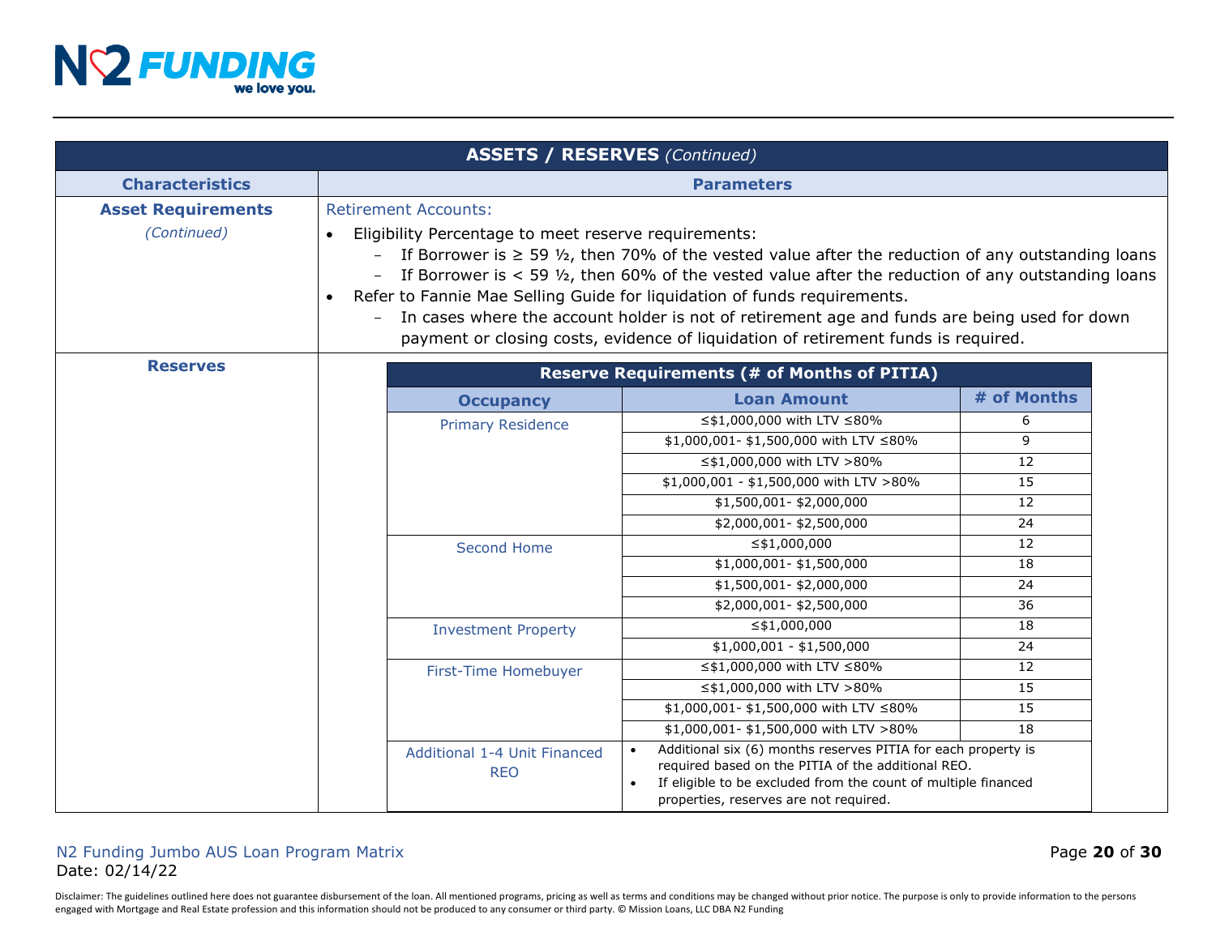## ASSETS / RESERVES *(Continued)*

| Characteristics | Parameters |
|---|---|
| **Asset Requirements** *(Continued)* | Retirement Accounts:<br>• Eligibility Percentage to meet reserve requirements:<br>  – If Borrower is ≥ 59 ½, then 70% of the vested value after the reduction of any outstanding loans<br>  – If Borrower is < 59 ½, then 60% of the vested value after the reduction of any outstanding loans<br>• Refer to Fannie Mae Selling Guide for liquidation of funds requirements.<br>  – In cases where the account holder is not of retirement age and funds are being used for down payment or closing costs, evidence of liquidation of retirement funds is required. |
| **Reserves** | See Reserve Requirements table below |

**Reserve Requirements (# of Months of PITIA)**

| Occupancy | Loan Amount | # of Months |
|---|---|---|
| Primary Residence | ≤$1,000,000 with LTV ≤80% | 6 |
| | $1,000,001- $1,500,000 with LTV ≤80% | 9 |
| | ≤$1,000,000 with LTV >80% | 12 |
| | $1,000,001 - $1,500,000 with LTV >80% | 15 |
| | $1,500,001- $2,000,000 | 12 |
| | $2,000,001- $2,500,000 | 24 |
| Second Home | ≤$1,000,000 | 12 |
| | $1,000,001- $1,500,000 | 18 |
| | $1,500,001- $2,000,000 | 24 |
| | $2,000,001- $2,500,000 | 36 |
| Investment Property | ≤$1,000,000 | 18 |
| | $1,000,001 - $1,500,000 | 24 |
| First-Time Homebuyer | ≤$1,000,000 with LTV ≤80% | 12 |
| | ≤$1,000,000 with LTV >80% | 15 |
| | $1,000,001- $1,500,000 with LTV ≤80% | 15 |
| | $1,000,001- $1,500,000 with LTV >80% | 18 |
| Additional 1-4 Unit Financed REO | • Additional six (6) months reserves PITIA for each property is required based on the PITIA of the additional REO.<br>• If eligible to be excluded from the count of multiple financed properties, reserves are not required. | |

N2 Funding Jumbo AUS Loan Program Matrix
Date: 02/14/22

Disclaimer: The guidelines outlined here does not guarantee disbursement of the loan. All mentioned programs, pricing as well as terms and conditions may be changed without prior notice. The purpose is only to provide information to the persons engaged with Mortgage and Real Estate profession and this information should not be produced to any consumer or third party. © Mission Loans, LLC DBA N2 Funding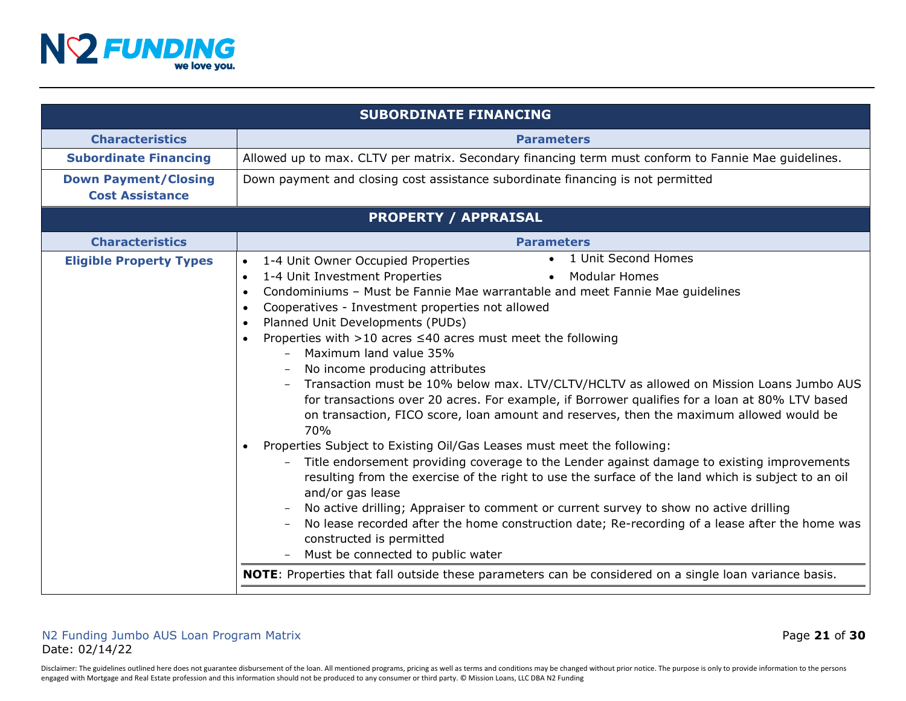| SUBORDINATE FINANCING | |
|---|---|
| **Characteristics** | **Parameters** |
| **Subordinate Financing** | Allowed up to max. CLTV per matrix. Secondary financing term must conform to Fannie Mae guidelines. |
| **Down Payment/Closing Cost Assistance** | Down payment and closing cost assistance subordinate financing is not permitted |

| PROPERTY / APPRAISAL | |
|---|---|
| **Characteristics** | **Parameters** |
| **Eligible Property Types** | • 1-4 Unit Owner Occupied Properties<br>• 1 Unit Second Homes<br>• 1-4 Unit Investment Properties<br>• Modular Homes<br>• Condominiums – Must be Fannie Mae warrantable and meet Fannie Mae guidelines<br>• Cooperatives - Investment properties not allowed<br>• Planned Unit Developments (PUDs)<br>• Properties with >10 acres ≤40 acres must meet the following<br>&nbsp;&nbsp;– Maximum land value 35%<br>&nbsp;&nbsp;– No income producing attributes<br>&nbsp;&nbsp;– Transaction must be 10% below max. LTV/CLTV/HCLTV as allowed on Mission Loans Jumbo AUS for transactions over 20 acres. For example, if Borrower qualifies for a loan at 80% LTV based on transaction, FICO score, loan amount and reserves, then the maximum allowed would be 70%<br>• Properties Subject to Existing Oil/Gas Leases must meet the following:<br>&nbsp;&nbsp;– Title endorsement providing coverage to the Lender against damage to existing improvements resulting from the exercise of the right to use the surface of the land which is subject to an oil and/or gas lease<br>&nbsp;&nbsp;– No active drilling; Appraiser to comment or current survey to show no active drilling<br>&nbsp;&nbsp;– No lease recorded after the home construction date; Re-recording of a lease after the home was constructed is permitted<br>&nbsp;&nbsp;– Must be connected to public water<br><br>**NOTE**: Properties that fall outside these parameters can be considered on a single loan variance basis. |

N2 Funding Jumbo AUS Loan Program Matrix
Date: 02/14/22

Disclaimer: The guidelines outlined here does not guarantee disbursement of the loan. All mentioned programs, pricing as well as terms and conditions may be changed without prior notice. The purpose is only to provide information to the persons engaged with Mortgage and Real Estate profession and this information should not be produced to any consumer or third party. © Mission Loans, LLC DBA N2 Funding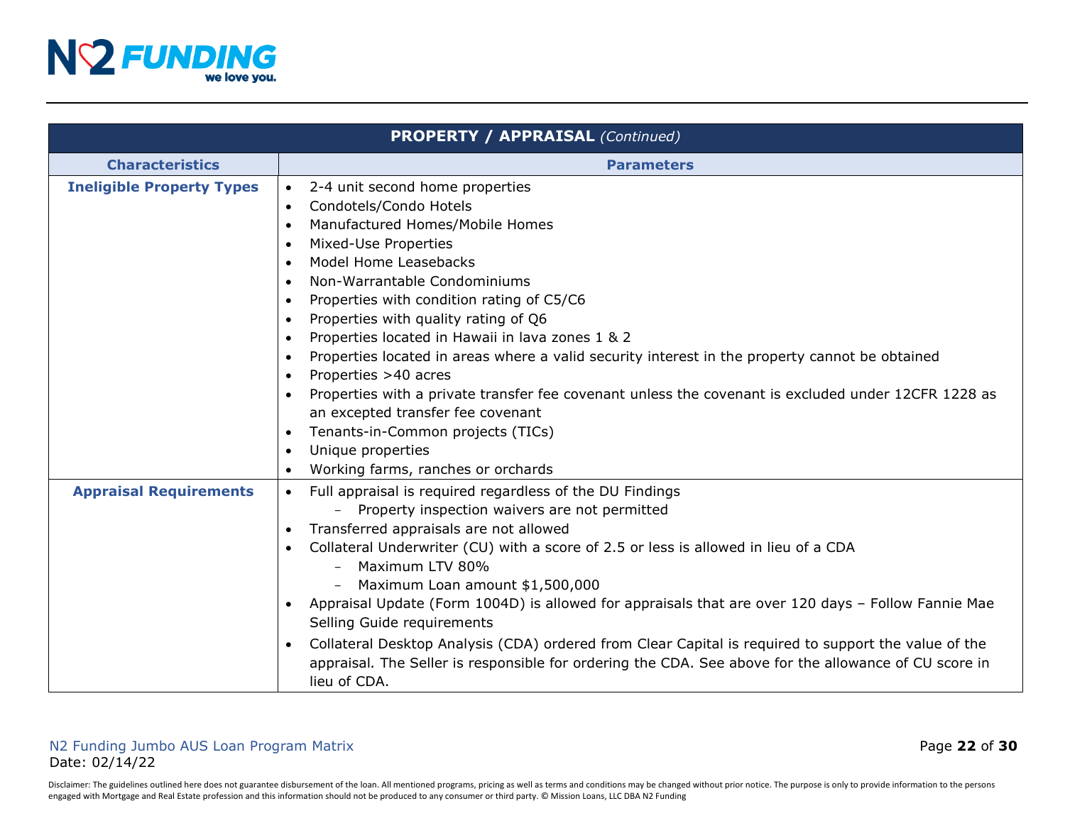| PROPERTY / APPRAISAL *(Continued)* | |
|---|---|
| **Characteristics** | **Parameters** |
| **Ineligible Property Types** | • 2-4 unit second home properties<br>• Condotels/Condo Hotels<br>• Manufactured Homes/Mobile Homes<br>• Mixed-Use Properties<br>• Model Home Leasebacks<br>• Non-Warrantable Condominiums<br>• Properties with condition rating of C5/C6<br>• Properties with quality rating of Q6<br>• Properties located in Hawaii in lava zones 1 & 2<br>• Properties located in areas where a valid security interest in the property cannot be obtained<br>• Properties >40 acres<br>• Properties with a private transfer fee covenant unless the covenant is excluded under 12CFR 1228 as an excepted transfer fee covenant<br>• Tenants-in-Common projects (TICs)<br>• Unique properties<br>• Working farms, ranches or orchards |
| **Appraisal Requirements** | • Full appraisal is required regardless of the DU Findings<br>  – Property inspection waivers are not permitted<br>• Transferred appraisals are not allowed<br>• Collateral Underwriter (CU) with a score of 2.5 or less is allowed in lieu of a CDA<br>  – Maximum LTV 80%<br>  – Maximum Loan amount $1,500,000<br>• Appraisal Update (Form 1004D) is allowed for appraisals that are over 120 days – Follow Fannie Mae Selling Guide requirements<br>• Collateral Desktop Analysis (CDA) ordered from Clear Capital is required to support the value of the appraisal. The Seller is responsible for ordering the CDA. See above for the allowance of CU score in lieu of CDA. |

N2 Funding Jumbo AUS Loan Program Matrix
Date: 02/14/22

Disclaimer: The guidelines outlined here does not guarantee disbursement of the loan. All mentioned programs, pricing as well as terms and conditions may be changed without prior notice. The purpose is only to provide information to the persons engaged with Mortgage and Real Estate profession and this information should not be produced to any consumer or third party. © Mission Loans, LLC DBA N2 Funding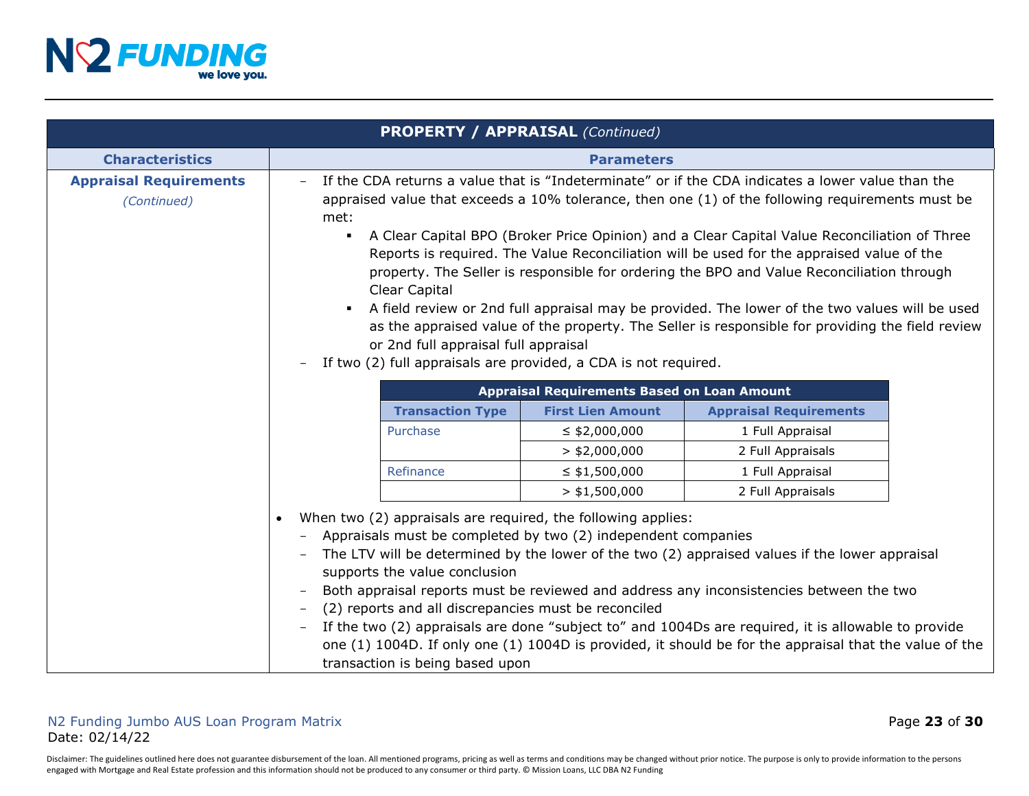## PROPERTY / APPRAISAL *(Continued)*

| Characteristics | Parameters |
|---|---|
| **Appraisal Requirements** *(Continued)* | – If the CDA returns a value that is "Indeterminate" or if the CDA indicates a lower value than the appraised value that exceeds a 10% tolerance, then one (1) of the following requirements must be met:<br>▪ A Clear Capital BPO (Broker Price Opinion) and a Clear Capital Value Reconciliation of Three Reports is required. The Value Reconciliation will be used for the appraised value of the property. The Seller is responsible for ordering the BPO and Value Reconciliation through Clear Capital<br>▪ A field review or 2nd full appraisal may be provided. The lower of the two values will be used as the appraised value of the property. The Seller is responsible for providing the field review or 2nd full appraisal full appraisal<br>– If two (2) full appraisals are provided, a CDA is not required. |

**Appraisal Requirements Based on Loan Amount**

| Transaction Type | First Lien Amount | Appraisal Requirements |
|---|---|---|
| Purchase | ≤ $2,000,000 | 1 Full Appraisal |
| | > $2,000,000 | 2 Full Appraisals |
| Refinance | ≤ $1,500,000 | 1 Full Appraisal |
| | > $1,500,000 | 2 Full Appraisals |

- When two (2) appraisals are required, the following applies:
  - Appraisals must be completed by two (2) independent companies
  - The LTV will be determined by the lower of the two (2) appraised values if the lower appraisal supports the value conclusion
  - Both appraisal reports must be reviewed and address any inconsistencies between the two
  - (2) reports and all discrepancies must be reconciled
  - If the two (2) appraisals are done "subject to" and 1004Ds are required, it is allowable to provide one (1) 1004D. If only one (1) 1004D is provided, it should be for the appraisal that the value of the transaction is being based upon

N2 Funding Jumbo AUS Loan Program Matrix
Date: 02/14/22

Disclaimer: The guidelines outlined here does not guarantee disbursement of the loan. All mentioned programs, pricing as well as terms and conditions may be changed without prior notice. The purpose is only to provide information to the persons engaged with Mortgage and Real Estate profession and this information should not be produced to any consumer or third party. © Mission Loans, LLC DBA N2 Funding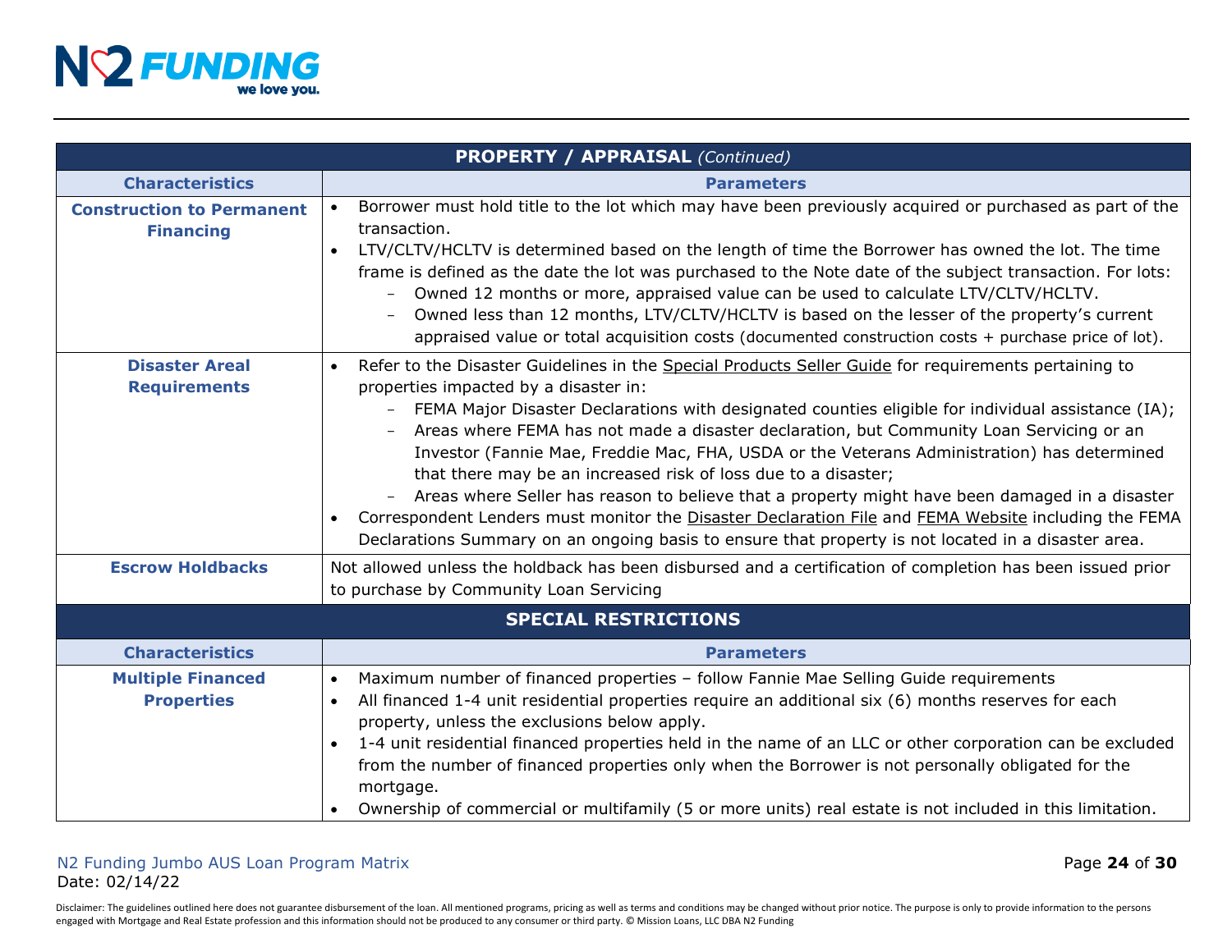## PROPERTY / APPRAISAL *(Continued)*

| Characteristics | Parameters |
|---|---|
| **Construction to Permanent Financing** | • Borrower must hold title to the lot which may have been previously acquired or purchased as part of the transaction.<br>• LTV/CLTV/HCLTV is determined based on the length of time the Borrower has owned the lot. The time frame is defined as the date the lot was purchased to the Note date of the subject transaction. For lots:<br>  – Owned 12 months or more, appraised value can be used to calculate LTV/CLTV/HCLTV.<br>  – Owned less than 12 months, LTV/CLTV/HCLTV is based on the lesser of the property's current appraised value or total acquisition costs (documented construction costs + purchase price of lot). |
| **Disaster Areal Requirements** | • Refer to the Disaster Guidelines in the Special Products Seller Guide for requirements pertaining to properties impacted by a disaster in:<br>  – FEMA Major Disaster Declarations with designated counties eligible for individual assistance (IA);<br>  – Areas where FEMA has not made a disaster declaration, but Community Loan Servicing or an Investor (Fannie Mae, Freddie Mac, FHA, USDA or the Veterans Administration) has determined that there may be an increased risk of loss due to a disaster;<br>  – Areas where Seller has reason to believe that a property might have been damaged in a disaster<br>• Correspondent Lenders must monitor the Disaster Declaration File and FEMA Website including the FEMA Declarations Summary on an ongoing basis to ensure that property is not located in a disaster area. |
| **Escrow Holdbacks** | Not allowed unless the holdback has been disbursed and a certification of completion has been issued prior to purchase by Community Loan Servicing |

## SPECIAL RESTRICTIONS

| Characteristics | Parameters |
|---|---|
| **Multiple Financed Properties** | • Maximum number of financed properties – follow Fannie Mae Selling Guide requirements<br>• All financed 1-4 unit residential properties require an additional six (6) months reserves for each property, unless the exclusions below apply.<br>• 1-4 unit residential financed properties held in the name of an LLC or other corporation can be excluded from the number of financed properties only when the Borrower is not personally obligated for the mortgage.<br>• Ownership of commercial or multifamily (5 or more units) real estate is not included in this limitation. |

N2 Funding Jumbo AUS Loan Program Matrix
Date: 02/14/22

Disclaimer: The guidelines outlined here does not guarantee disbursement of the loan. All mentioned programs, pricing as well as terms and conditions may be changed without prior notice. The purpose is only to provide information to the persons engaged with Mortgage and Real Estate profession and this information should not be produced to any consumer or third party. © Mission Loans, LLC DBA N2 Funding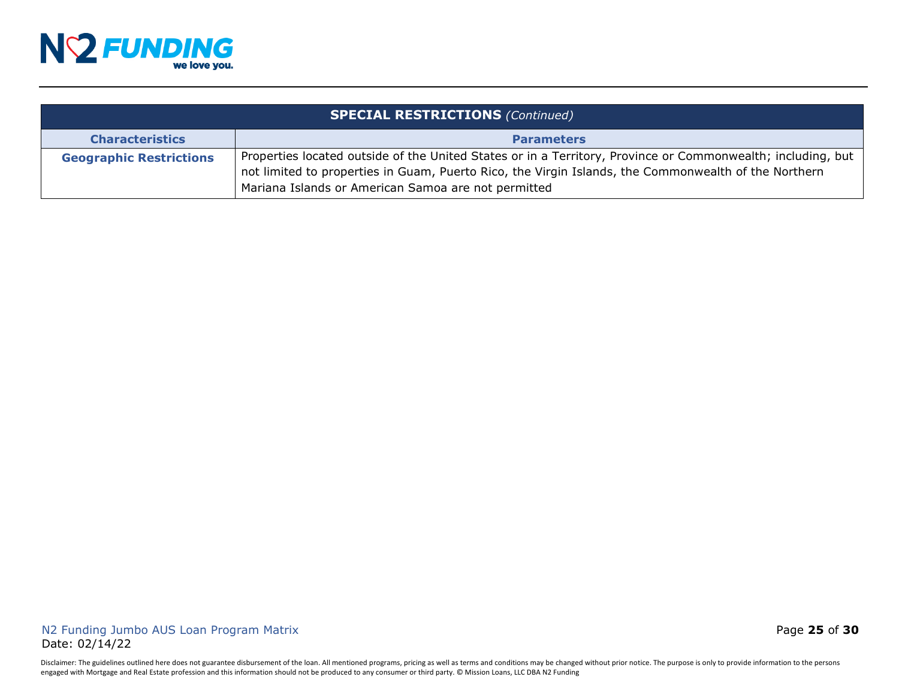| **SPECIAL RESTRICTIONS** *(Continued)* | |
|---|---|
| **Characteristics** | **Parameters** |
| **Geographic Restrictions** | Properties located outside of the United States or in a Territory, Province or Commonwealth; including, but not limited to properties in Guam, Puerto Rico, the Virgin Islands, the Commonwealth of the Northern Mariana Islands or American Samoa are not permitted |

N2 Funding Jumbo AUS Loan Program Matrix
Date: 02/14/22

Disclaimer: The guidelines outlined here does not guarantee disbursement of the loan. All mentioned programs, pricing as well as terms and conditions may be changed without prior notice. The purpose is only to provide information to the persons engaged with Mortgage and Real Estate profession and this information should not be produced to any consumer or third party. © Mission Loans, LLC DBA N2 Funding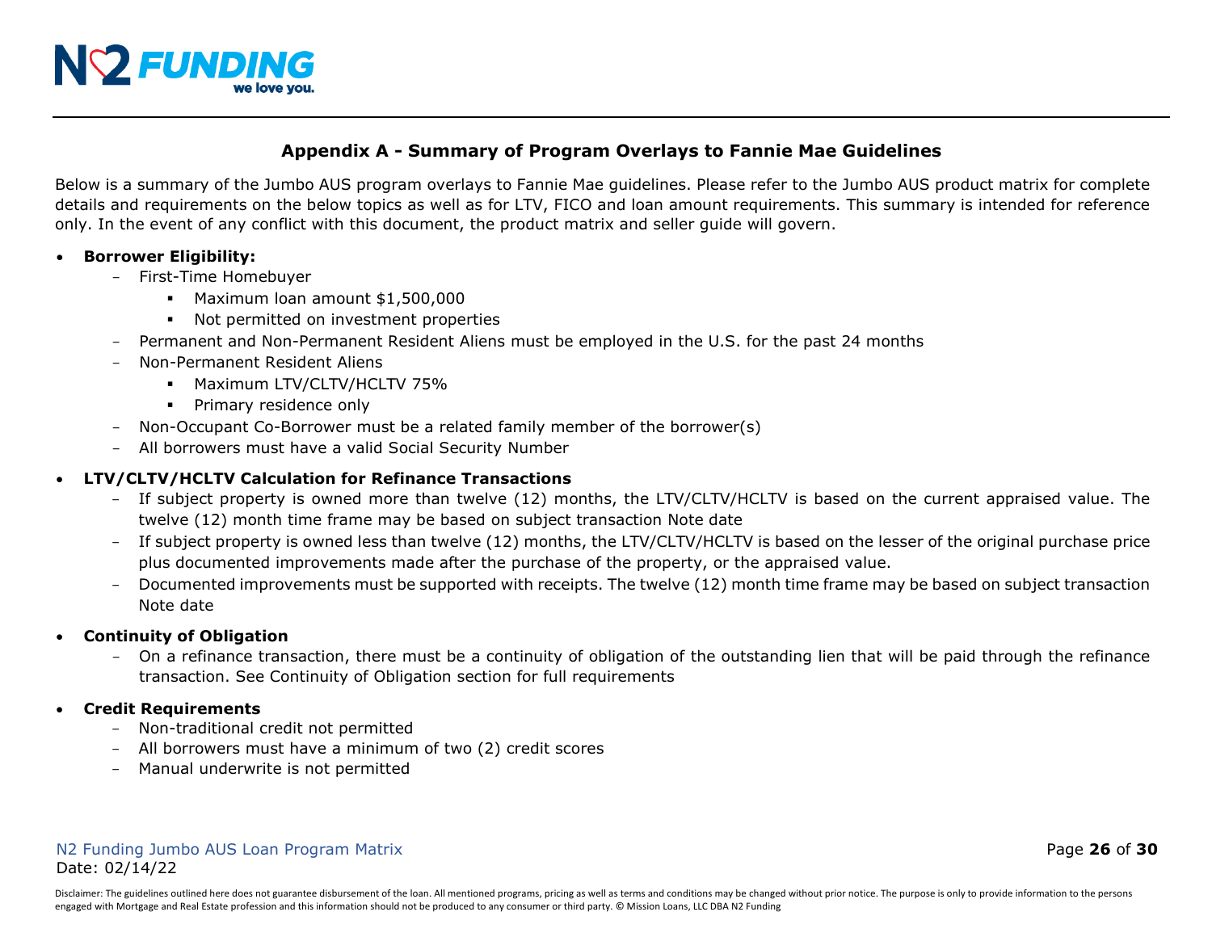## Appendix A - Summary of Program Overlays to Fannie Mae Guidelines

Below is a summary of the Jumbo AUS program overlays to Fannie Mae guidelines. Please refer to the Jumbo AUS product matrix for complete details and requirements on the below topics as well as for LTV, FICO and loan amount requirements. This summary is intended for reference only. In the event of any conflict with this document, the product matrix and seller guide will govern.

- **Borrower Eligibility:**
  - First-Time Homebuyer
    - Maximum loan amount $1,500,000
    - Not permitted on investment properties
  - Permanent and Non-Permanent Resident Aliens must be employed in the U.S. for the past 24 months
  - Non-Permanent Resident Aliens
    - Maximum LTV/CLTV/HCLTV 75%
    - Primary residence only
  - Non-Occupant Co-Borrower must be a related family member of the borrower(s)
  - All borrowers must have a valid Social Security Number
- **LTV/CLTV/HCLTV Calculation for Refinance Transactions**
  - If subject property is owned more than twelve (12) months, the LTV/CLTV/HCLTV is based on the current appraised value. The twelve (12) month time frame may be based on subject transaction Note date
  - If subject property is owned less than twelve (12) months, the LTV/CLTV/HCLTV is based on the lesser of the original purchase price plus documented improvements made after the purchase of the property, or the appraised value.
  - Documented improvements must be supported with receipts. The twelve (12) month time frame may be based on subject transaction Note date
- **Continuity of Obligation**
  - On a refinance transaction, there must be a continuity of obligation of the outstanding lien that will be paid through the refinance transaction. See Continuity of Obligation section for full requirements
- **Credit Requirements**
  - Non-traditional credit not permitted
  - All borrowers must have a minimum of two (2) credit scores
  - Manual underwrite is not permitted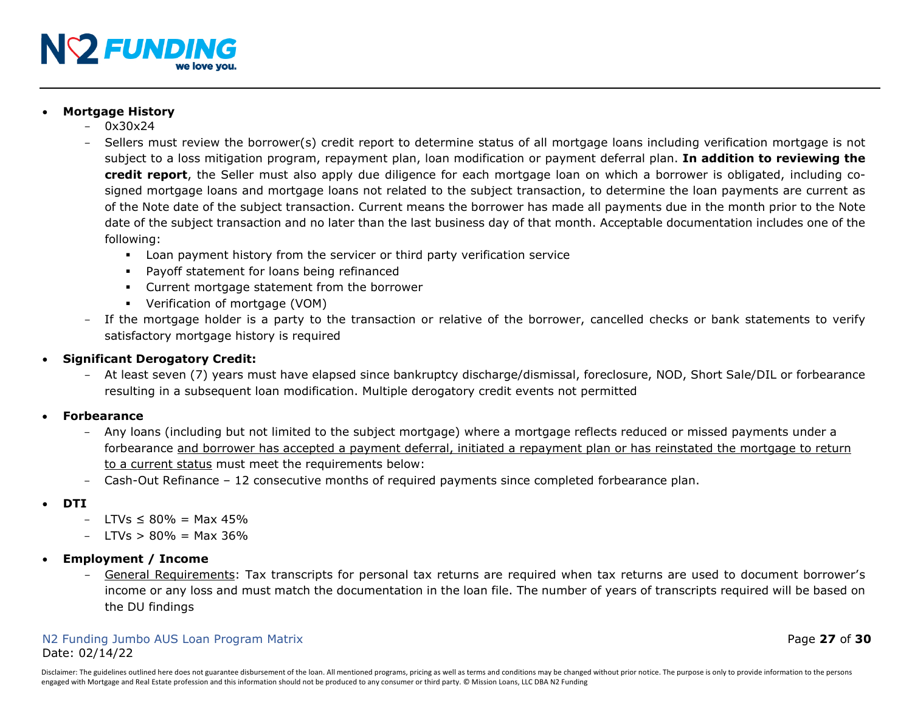- **Mortgage History**
  - 0x30x24
  - Sellers must review the borrower(s) credit report to determine status of all mortgage loans including verification mortgage is not subject to a loss mitigation program, repayment plan, loan modification or payment deferral plan. **In addition to reviewing the credit report**, the Seller must also apply due diligence for each mortgage loan on which a borrower is obligated, including co-signed mortgage loans and mortgage loans not related to the subject transaction, to determine the loan payments are current as of the Note date of the subject transaction. Current means the borrower has made all payments due in the month prior to the Note date of the subject transaction and no later than the last business day of that month. Acceptable documentation includes one of the following:
    - Loan payment history from the servicer or third party verification service
    - Payoff statement for loans being refinanced
    - Current mortgage statement from the borrower
    - Verification of mortgage (VOM)
  - If the mortgage holder is a party to the transaction or relative of the borrower, cancelled checks or bank statements to verify satisfactory mortgage history is required

- **Significant Derogatory Credit:**
  - At least seven (7) years must have elapsed since bankruptcy discharge/dismissal, foreclosure, NOD, Short Sale/DIL or forbearance resulting in a subsequent loan modification. Multiple derogatory credit events not permitted

- **Forbearance**
  - Any loans (including but not limited to the subject mortgage) where a mortgage reflects reduced or missed payments under a forbearance <u>and borrower has accepted a payment deferral, initiated a repayment plan or has reinstated the mortgage to return to a current status</u> must meet the requirements below:
  - Cash-Out Refinance – 12 consecutive months of required payments since completed forbearance plan.

- **DTI**
  - LTVs ≤ 80% = Max 45%
  - LTVs > 80% = Max 36%

- **Employment / Income**
  - <u>General Requirements</u>: Tax transcripts for personal tax returns are required when tax returns are used to document borrower's income or any loss and must match the documentation in the loan file. The number of years of transcripts required will be based on the DU findings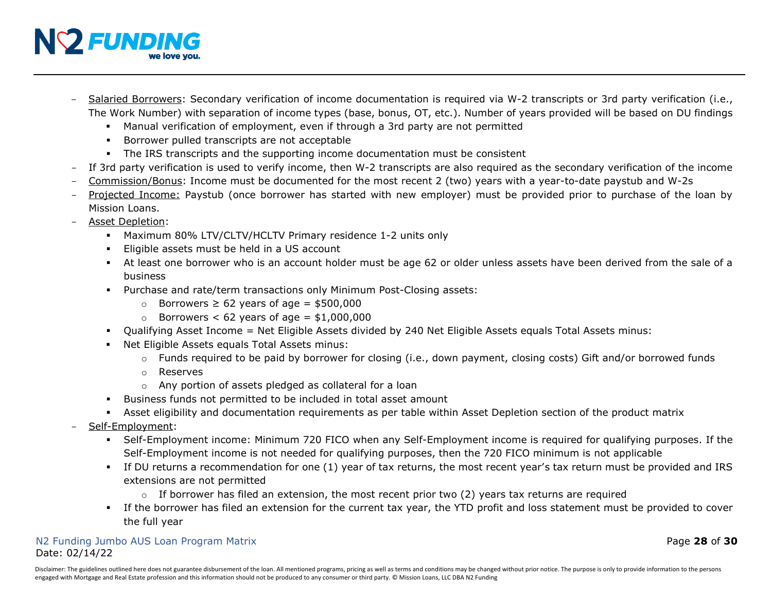- Salaried Borrowers: Secondary verification of income documentation is required via W-2 transcripts or 3rd party verification (i.e., The Work Number) with separation of income types (base, bonus, OT, etc.). Number of years provided will be based on DU findings
  - Manual verification of employment, even if through a 3rd party are not permitted
  - Borrower pulled transcripts are not acceptable
  - The IRS transcripts and the supporting income documentation must be consistent
- If 3rd party verification is used to verify income, then W-2 transcripts are also required as the secondary verification of the income
- Commission/Bonus: Income must be documented for the most recent 2 (two) years with a year-to-date paystub and W-2s
- Projected Income: Paystub (once borrower has started with new employer) must be provided prior to purchase of the loan by Mission Loans.
- Asset Depletion:
  - Maximum 80% LTV/CLTV/HCLTV Primary residence 1-2 units only
  - Eligible assets must be held in a US account
  - At least one borrower who is an account holder must be age 62 or older unless assets have been derived from the sale of a business
  - Purchase and rate/term transactions only Minimum Post-Closing assets:
    - Borrowers ≥ 62 years of age = $500,000
    - Borrowers < 62 years of age = $1,000,000
  - Qualifying Asset Income = Net Eligible Assets divided by 240 Net Eligible Assets equals Total Assets minus:
  - Net Eligible Assets equals Total Assets minus:
    - Funds required to be paid by borrower for closing (i.e., down payment, closing costs) Gift and/or borrowed funds
    - Reserves
    - Any portion of assets pledged as collateral for a loan
  - Business funds not permitted to be included in total asset amount
  - Asset eligibility and documentation requirements as per table within Asset Depletion section of the product matrix
- Self-Employment:
  - Self-Employment income: Minimum 720 FICO when any Self-Employment income is required for qualifying purposes. If the Self-Employment income is not needed for qualifying purposes, then the 720 FICO minimum is not applicable
  - If DU returns a recommendation for one (1) year of tax returns, the most recent year's tax return must be provided and IRS extensions are not permitted
    - If borrower has filed an extension, the most recent prior two (2) years tax returns are required
  - If the borrower has filed an extension for the current tax year, the YTD profit and loss statement must be provided to cover the full year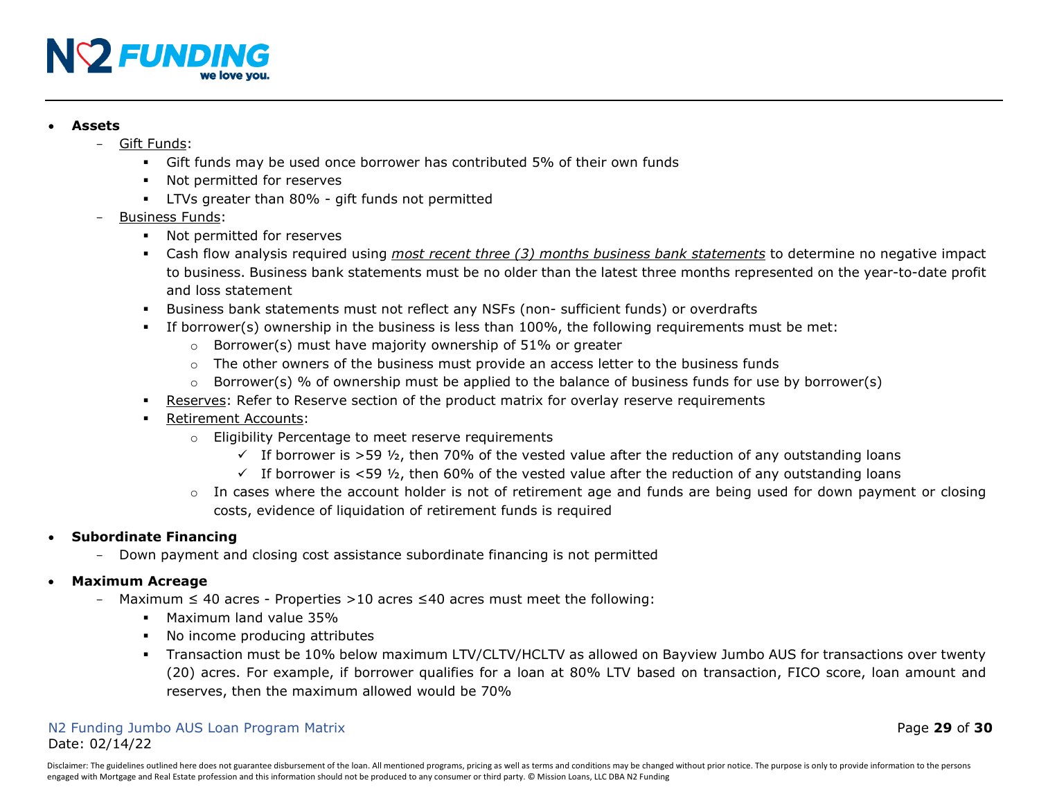- **Assets**
  - Gift Funds:
    - Gift funds may be used once borrower has contributed 5% of their own funds
    - Not permitted for reserves
    - LTVs greater than 80% - gift funds not permitted
  - Business Funds:
    - Not permitted for reserves
    - Cash flow analysis required using *most recent three (3) months business bank statements* to determine no negative impact to business. Business bank statements must be no older than the latest three months represented on the year-to-date profit and loss statement
    - Business bank statements must not reflect any NSFs (non- sufficient funds) or overdrafts
    - If borrower(s) ownership in the business is less than 100%, the following requirements must be met:
      - Borrower(s) must have majority ownership of 51% or greater
      - The other owners of the business must provide an access letter to the business funds
      - Borrower(s) % of ownership must be applied to the balance of business funds for use by borrower(s)
    - Reserves: Refer to Reserve section of the product matrix for overlay reserve requirements
    - Retirement Accounts:
      - Eligibility Percentage to meet reserve requirements
        - ✓ If borrower is >59 ½, then 70% of the vested value after the reduction of any outstanding loans
        - ✓ If borrower is <59 ½, then 60% of the vested value after the reduction of any outstanding loans
      - In cases where the account holder is not of retirement age and funds are being used for down payment or closing costs, evidence of liquidation of retirement funds is required
- **Subordinate Financing**
  - Down payment and closing cost assistance subordinate financing is not permitted
- **Maximum Acreage**
  - Maximum ≤ 40 acres - Properties >10 acres ≤40 acres must meet the following:
    - Maximum land value 35%
    - No income producing attributes
    - Transaction must be 10% below maximum LTV/CLTV/HCLTV as allowed on Bayview Jumbo AUS for transactions over twenty (20) acres. For example, if borrower qualifies for a loan at 80% LTV based on transaction, FICO score, loan amount and reserves, then the maximum allowed would be 70%

N2 Funding Jumbo AUS Loan Program Matrix
Date: 02/14/22

Disclaimer: The guidelines outlined here does not guarantee disbursement of the loan. All mentioned programs, pricing as well as terms and conditions may be changed without prior notice. The purpose is only to provide information to the persons engaged with Mortgage and Real Estate profession and this information should not be produced to any consumer or third party. © Mission Loans, LLC DBA N2 Funding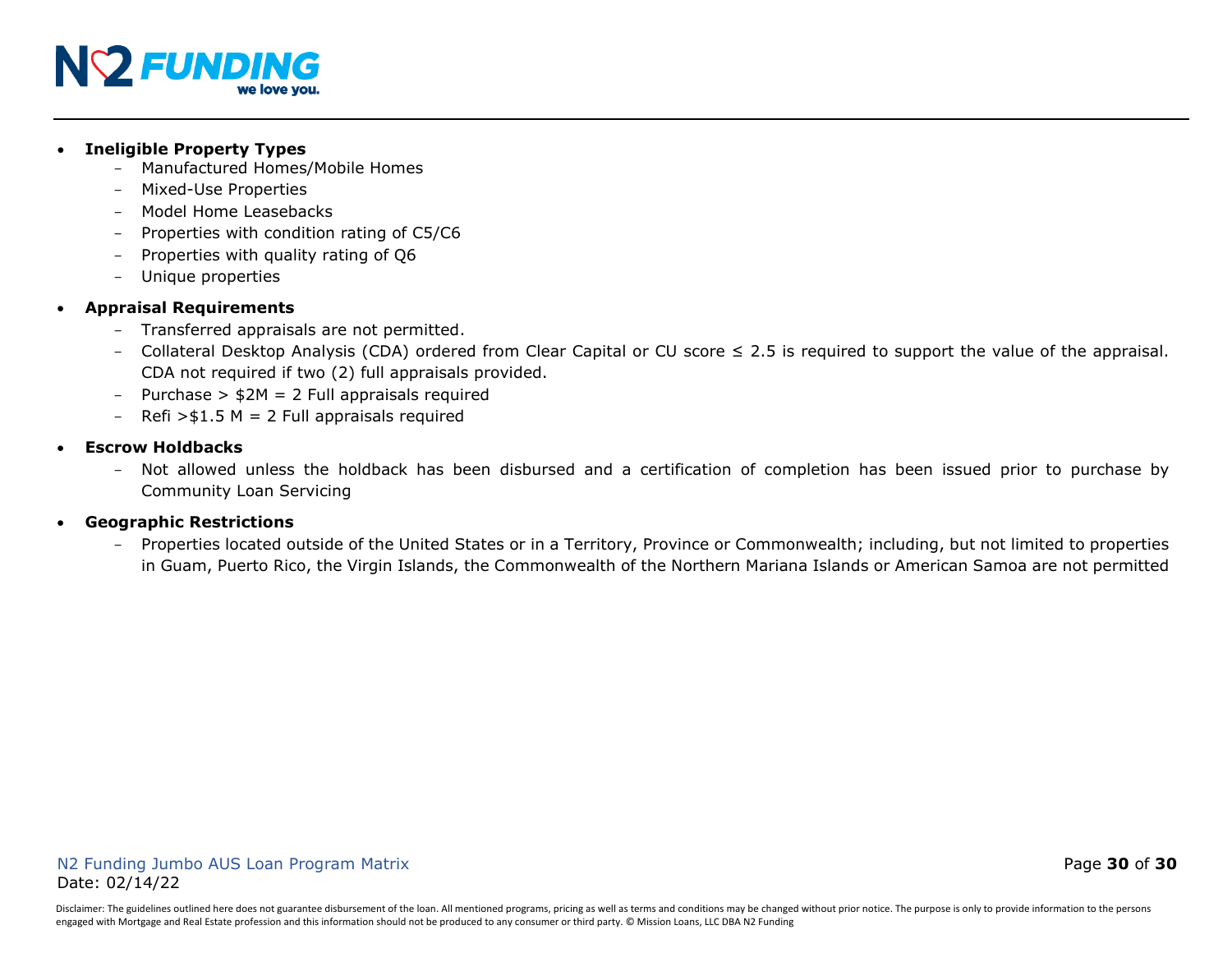- **Ineligible Property Types**
  - Manufactured Homes/Mobile Homes
  - Mixed-Use Properties
  - Model Home Leasebacks
  - Properties with condition rating of C5/C6
  - Properties with quality rating of Q6
  - Unique properties
- **Appraisal Requirements**
  - Transferred appraisals are not permitted.
  - Collateral Desktop Analysis (CDA) ordered from Clear Capital or CU score ≤ 2.5 is required to support the value of the appraisal. CDA not required if two (2) full appraisals provided.
  - Purchase > $2M = 2 Full appraisals required
  - Refi >$1.5 M = 2 Full appraisals required
- **Escrow Holdbacks**
  - Not allowed unless the holdback has been disbursed and a certification of completion has been issued prior to purchase by Community Loan Servicing
- **Geographic Restrictions**
  - Properties located outside of the United States or in a Territory, Province or Commonwealth; including, but not limited to properties in Guam, Puerto Rico, the Virgin Islands, the Commonwealth of the Northern Mariana Islands or American Samoa are not permitted